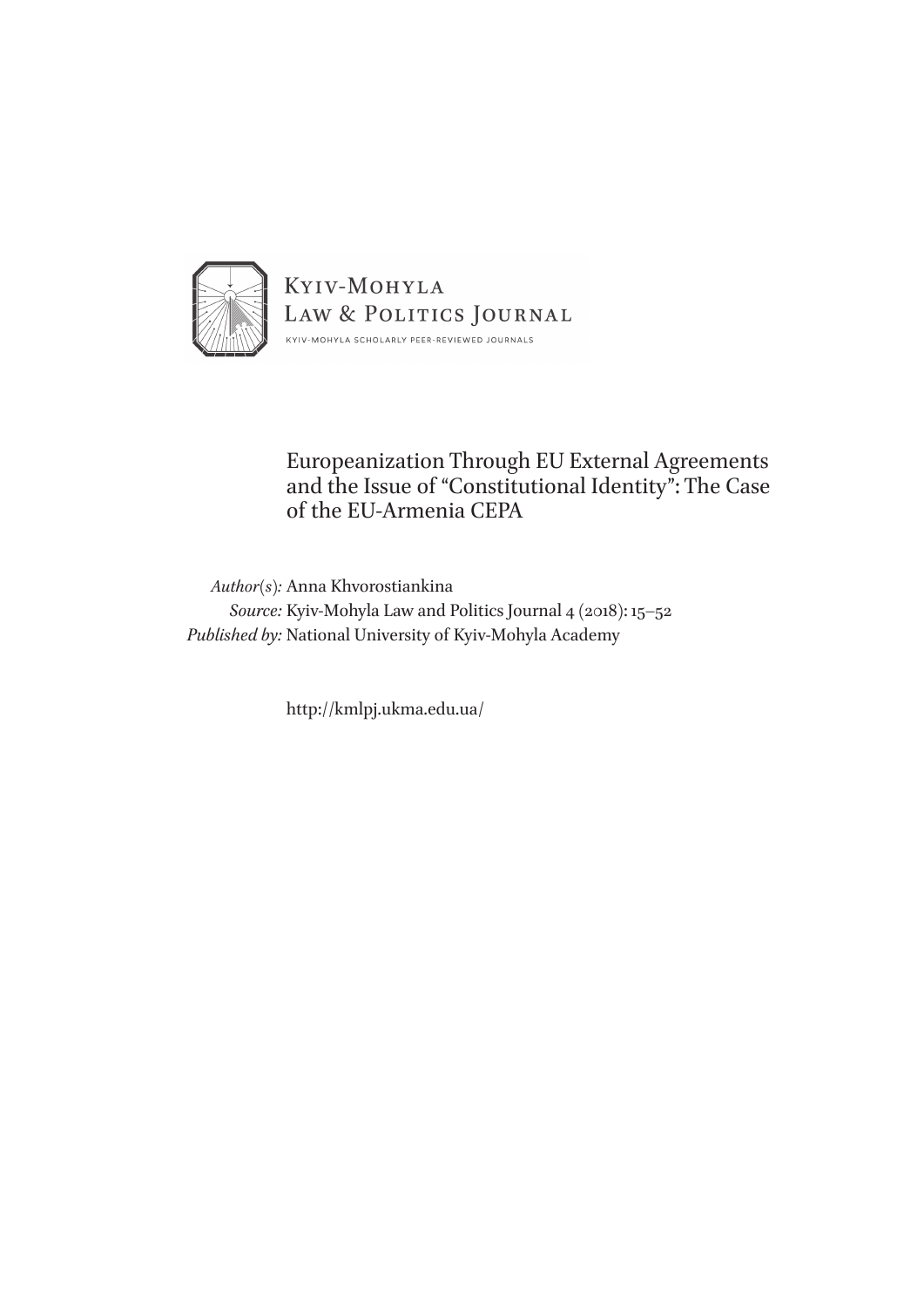Kyiv-Mohyla
Law & Politics Journal
KYIV-MOHYLA SCHOLARLY PEER-REVIEWED JOURNALS

# Europeanization Through EU External Agreements and the Issue of "Constitutional Identity": The Case of the EU-Armenia CEPA

*Author(s):* Anna Khvorostiankina
*Source:* Kyiv-Mohyla Law and Politics Journal 4 (2018): 15–52
*Published by:* National University of Kyiv-Mohyla Academy

http://kmlpj.ukma.edu.ua/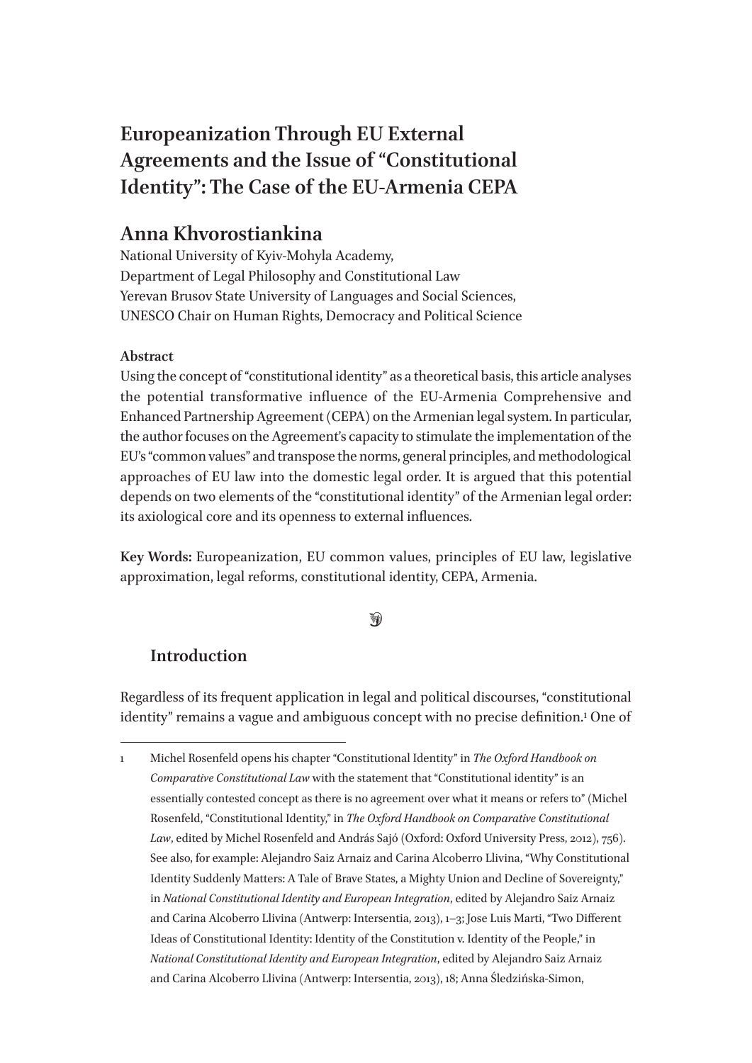# Europeanization Through EU External Agreements and the Issue of "Constitutional Identity": The Case of the EU-Armenia CEPA

## Anna Khvorostiankina

National University of Kyiv-Mohyla Academy,
Department of Legal Philosophy and Constitutional Law
Yerevan Brusov State University of Languages and Social Sciences,
UNESCO Chair on Human Rights, Democracy and Political Science

**Abstract**

Using the concept of "constitutional identity" as a theoretical basis, this article analyses the potential transformative influence of the EU-Armenia Comprehensive and Enhanced Partnership Agreement (CEPA) on the Armenian legal system. In particular, the author focuses on the Agreement's capacity to stimulate the implementation of the EU's "common values" and transpose the norms, general principles, and methodological approaches of EU law into the domestic legal order. It is argued that this potential depends on two elements of the "constitutional identity" of the Armenian legal order: its axiological core and its openness to external influences.

**Key Words:** Europeanization, EU common values, principles of EU law, legislative approximation, legal reforms, constitutional identity, CEPA, Armenia.

### Introduction

Regardless of its frequent application in legal and political discourses, "constitutional identity" remains a vague and ambiguous concept with no precise definition.[1] One of

1 Michel Rosenfeld opens his chapter "Constitutional Identity" in *The Oxford Handbook on Comparative Constitutional Law* with the statement that "Constitutional identity" is an essentially contested concept as there is no agreement over what it means or refers to" (Michel Rosenfeld, "Constitutional Identity," in *The Oxford Handbook on Comparative Constitutional Law*, edited by Michel Rosenfeld and András Sajó (Oxford: Oxford University Press, 2012), 756). See also, for example: Alejandro Saiz Arnaiz and Carina Alcoberro Llivina, "Why Constitutional Identity Suddenly Matters: A Tale of Brave States, a Mighty Union and Decline of Sovereignty," in *National Constitutional Identity and European Integration*, edited by Alejandro Saiz Arnaiz and Carina Alcoberro Llivina (Antwerp: Intersentia, 2013), 1–3; Jose Luis Marti, "Two Different Ideas of Constitutional Identity: Identity of the Constitution v. Identity of the People," in *National Constitutional Identity and European Integration*, edited by Alejandro Saiz Arnaiz and Carina Alcoberro Llivina (Antwerp: Intersentia, 2013), 18; Anna Śledzińska-Simon,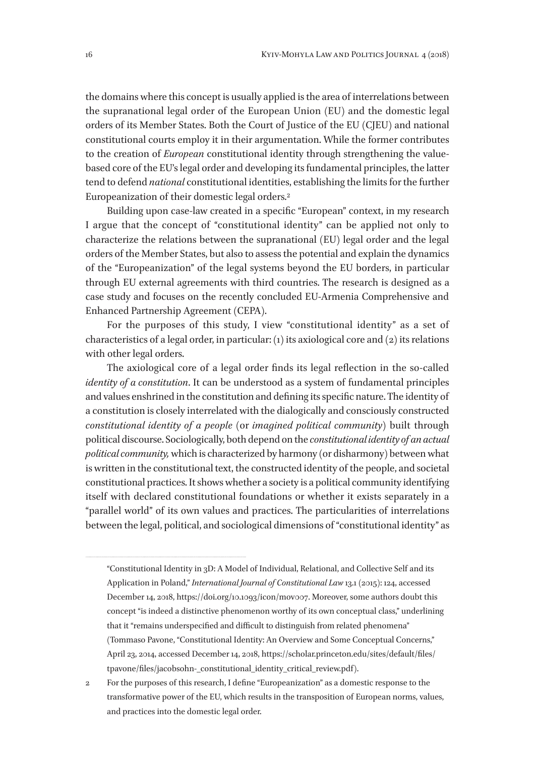the domains where this concept is usually applied is the area of interrelations between the supranational legal order of the European Union (EU) and the domestic legal orders of its Member States. Both the Court of Justice of the EU (CJEU) and national constitutional courts employ it in their argumentation. While the former contributes to the creation of *European* constitutional identity through strengthening the value-based core of the EU's legal order and developing its fundamental principles, the latter tend to defend *national* constitutional identities, establishing the limits for the further Europeanization of their domestic legal orders.[2]

Building upon case-law created in a specific "European" context, in my research I argue that the concept of "constitutional identity" can be applied not only to characterize the relations between the supranational (EU) legal order and the legal orders of the Member States, but also to assess the potential and explain the dynamics of the "Europeanization" of the legal systems beyond the EU borders, in particular through EU external agreements with third countries. The research is designed as a case study and focuses on the recently concluded EU-Armenia Comprehensive and Enhanced Partnership Agreement (CEPA).

For the purposes of this study, I view "constitutional identity" as a set of characteristics of a legal order, in particular: (1) its axiological core and (2) its relations with other legal orders.

The axiological core of a legal order finds its legal reflection in the so-called *identity of a constitution*. It can be understood as a system of fundamental principles and values enshrined in the constitution and defining its specific nature. The identity of a constitution is closely interrelated with the dialogically and consciously constructed *constitutional identity of a people* (or *imagined political community*) built through political discourse. Sociologically, both depend on the *constitutional identity of an actual political community,* which is characterized by harmony (or disharmony) between what is written in the constitutional text, the constructed identity of the people, and societal constitutional practices. It shows whether a society is a political community identifying itself with declared constitutional foundations or whether it exists separately in a "parallel world" of its own values and practices. The particularities of interrelations between the legal, political, and sociological dimensions of "constitutional identity" as

---

"Constitutional Identity in 3D: A Model of Individual, Relational, and Collective Self and its Application in Poland," *International Journal of Constitutional Law* 13.1 (2015): 124, accessed December 14, 2018, https://doi.org/10.1093/icon/mov007. Moreover, some authors doubt this concept "is indeed a distinctive phenomenon worthy of its own conceptual class," underlining that it "remains underspecified and difficult to distinguish from related phenomena" (Tommaso Pavone, "Constitutional Identity: An Overview and Some Conceptual Concerns," April 23, 2014, accessed December 14, 2018, https://scholar.princeton.edu/sites/default/files/tpavone/files/jacobsohn-_constitutional_identity_critical_review.pdf).

2 For the purposes of this research, I define "Europeanization" as a domestic response to the transformative power of the EU, which results in the transposition of European norms, values, and practices into the domestic legal order.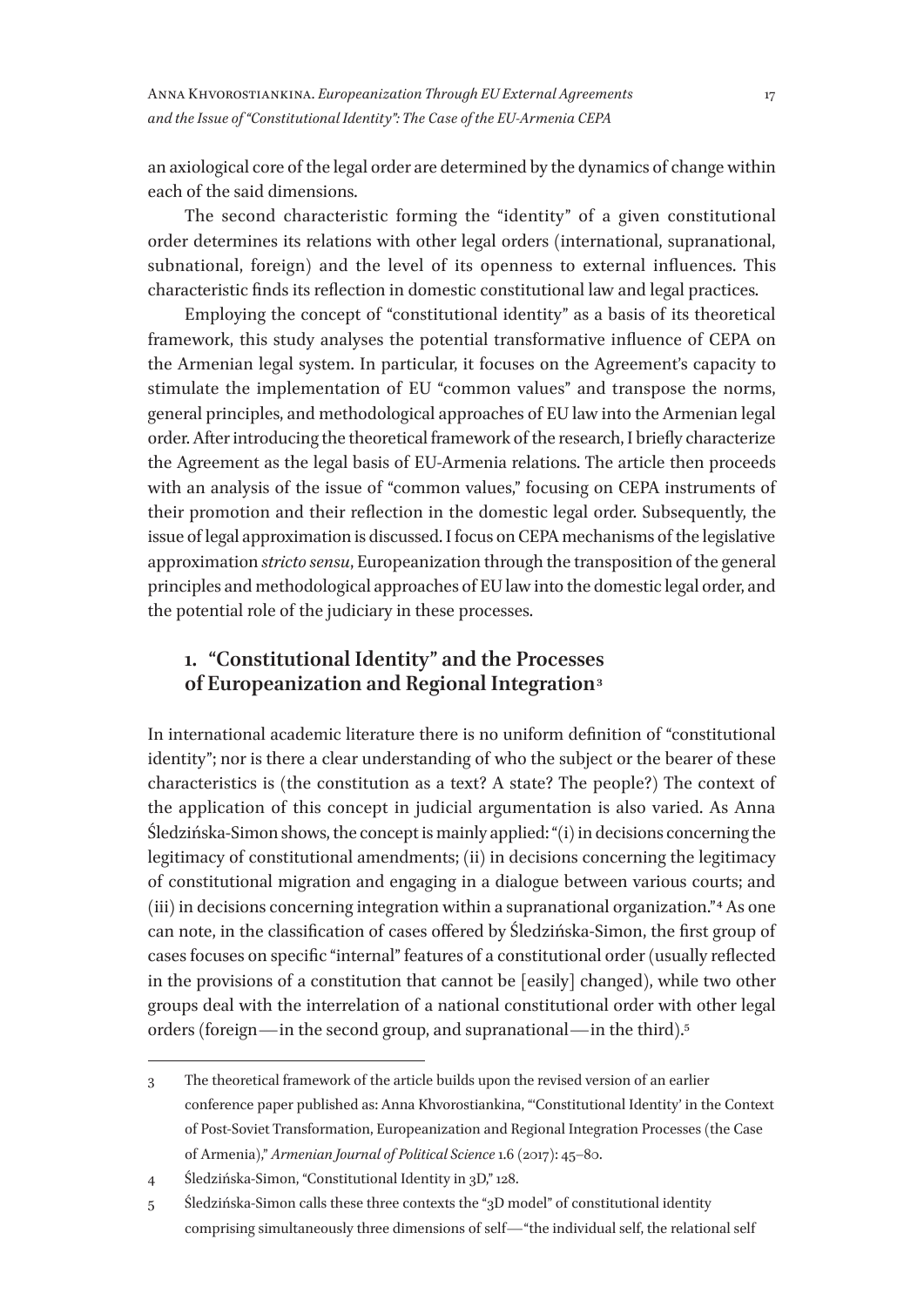an axiological core of the legal order are determined by the dynamics of change within each of the said dimensions.

The second characteristic forming the "identity" of a given constitutional order determines its relations with other legal orders (international, supranational, subnational, foreign) and the level of its openness to external influences. This characteristic finds its reflection in domestic constitutional law and legal practices.

Employing the concept of "constitutional identity" as a basis of its theoretical framework, this study analyses the potential transformative influence of CEPA on the Armenian legal system. In particular, it focuses on the Agreement's capacity to stimulate the implementation of EU "common values" and transpose the norms, general principles, and methodological approaches of EU law into the Armenian legal order. After introducing the theoretical framework of the research, I briefly characterize the Agreement as the legal basis of EU-Armenia relations. The article then proceeds with an analysis of the issue of "common values," focusing on CEPA instruments of their promotion and their reflection in the domestic legal order. Subsequently, the issue of legal approximation is discussed. I focus on CEPA mechanisms of the legislative approximation *stricto sensu*, Europeanization through the transposition of the general principles and methodological approaches of EU law into the domestic legal order, and the potential role of the judiciary in these processes.

## 1. "Constitutional Identity" and the Processes of Europeanization and Regional Integration[3]

In international academic literature there is no uniform definition of "constitutional identity"; nor is there a clear understanding of who the subject or the bearer of these characteristics is (the constitution as a text? A state? The people?) The context of the application of this concept in judicial argumentation is also varied. As Anna Śledzińska-Simon shows, the concept is mainly applied: "(i) in decisions concerning the legitimacy of constitutional amendments; (ii) in decisions concerning the legitimacy of constitutional migration and engaging in a dialogue between various courts; and (iii) in decisions concerning integration within a supranational organization."[4] As one can note, in the classification of cases offered by Śledzińska-Simon, the first group of cases focuses on specific "internal" features of a constitutional order (usually reflected in the provisions of a constitution that cannot be [easily] changed), while two other groups deal with the interrelation of a national constitutional order with other legal orders (foreign—in the second group, and supranational—in the third).[5]

---

3 The theoretical framework of the article builds upon the revised version of an earlier conference paper published as: Anna Khvorostiankina, "'Constitutional Identity' in the Context of Post-Soviet Transformation, Europeanization and Regional Integration Processes (the Case of Armenia)," *Armenian Journal of Political Science* 1.6 (2017): 45–80.

4 Śledzińska-Simon, "Constitutional Identity in 3D," 128.

5 Śledzińska-Simon calls these three contexts the "3D model" of constitutional identity comprising simultaneously three dimensions of self—"the individual self, the relational self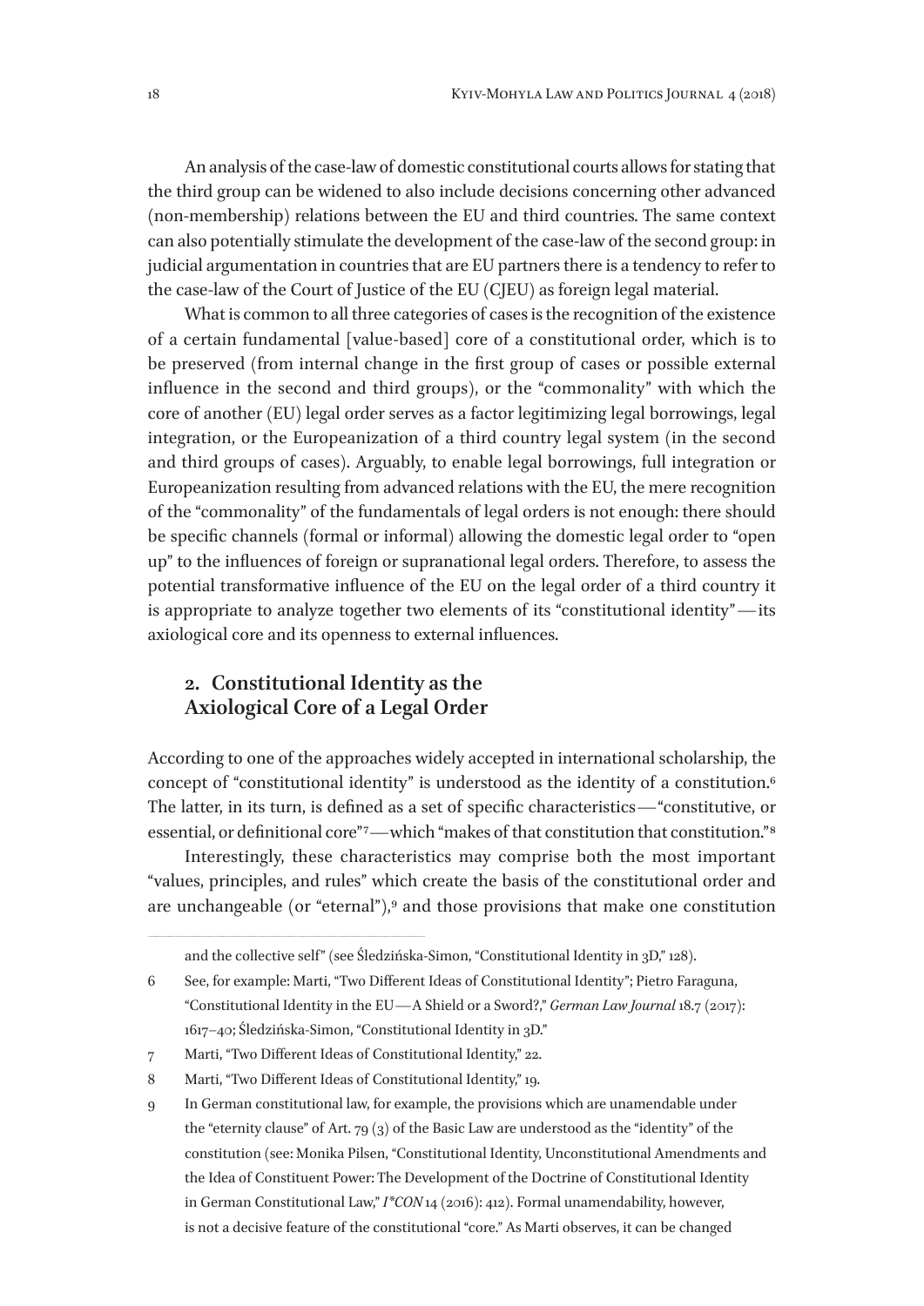An analysis of the case-law of domestic constitutional courts allows for stating that the third group can be widened to also include decisions concerning other advanced (non-membership) relations between the EU and third countries. The same context can also potentially stimulate the development of the case-law of the second group: in judicial argumentation in countries that are EU partners there is a tendency to refer to the case-law of the Court of Justice of the EU (CJEU) as foreign legal material.

What is common to all three categories of cases is the recognition of the existence of a certain fundamental [value-based] core of a constitutional order, which is to be preserved (from internal change in the first group of cases or possible external influence in the second and third groups), or the "commonality" with which the core of another (EU) legal order serves as a factor legitimizing legal borrowings, legal integration, or the Europeanization of a third country legal system (in the second and third groups of cases). Arguably, to enable legal borrowings, full integration or Europeanization resulting from advanced relations with the EU, the mere recognition of the "commonality" of the fundamentals of legal orders is not enough: there should be specific channels (formal or informal) allowing the domestic legal order to "open up" to the influences of foreign or supranational legal orders. Therefore, to assess the potential transformative influence of the EU on the legal order of a third country it is appropriate to analyze together two elements of its "constitutional identity"—its axiological core and its openness to external influences.

## 2. Constitutional Identity as the Axiological Core of a Legal Order

According to one of the approaches widely accepted in international scholarship, the concept of "constitutional identity" is understood as the identity of a constitution.[6] The latter, in its turn, is defined as a set of specific characteristics—"constitutive, or essential, or definitional core"[7]—which "makes of that constitution that constitution."[8]

Interestingly, these characteristics may comprise both the most important "values, principles, and rules" which create the basis of the constitutional order and are unchangeable (or "eternal"),[9] and those provisions that make one constitution

---

and the collective self" (see Śledzińska-Simon, "Constitutional Identity in 3D," 128).

6 See, for example: Marti, "Two Different Ideas of Constitutional Identity"; Pietro Faraguna, "Constitutional Identity in the EU—A Shield or a Sword?," *German Law Journal* 18.7 (2017): 1617–40; Śledzińska-Simon, "Constitutional Identity in 3D."

7 Marti, "Two Different Ideas of Constitutional Identity," 22.

8 Marti, "Two Different Ideas of Constitutional Identity," 19.

9 In German constitutional law, for example, the provisions which are unamendable under the "eternity clause" of Art. 79 (3) of the Basic Law are understood as the "identity" of the constitution (see: Monika Pilsen, "Constitutional Identity, Unconstitutional Amendments and the Idea of Constituent Power: The Development of the Doctrine of Constitutional Identity in German Constitutional Law," *I*CON* 14 (2016): 412). Formal unamendability, however, is not a decisive feature of the constitutional "core." As Marti observes, it can be changed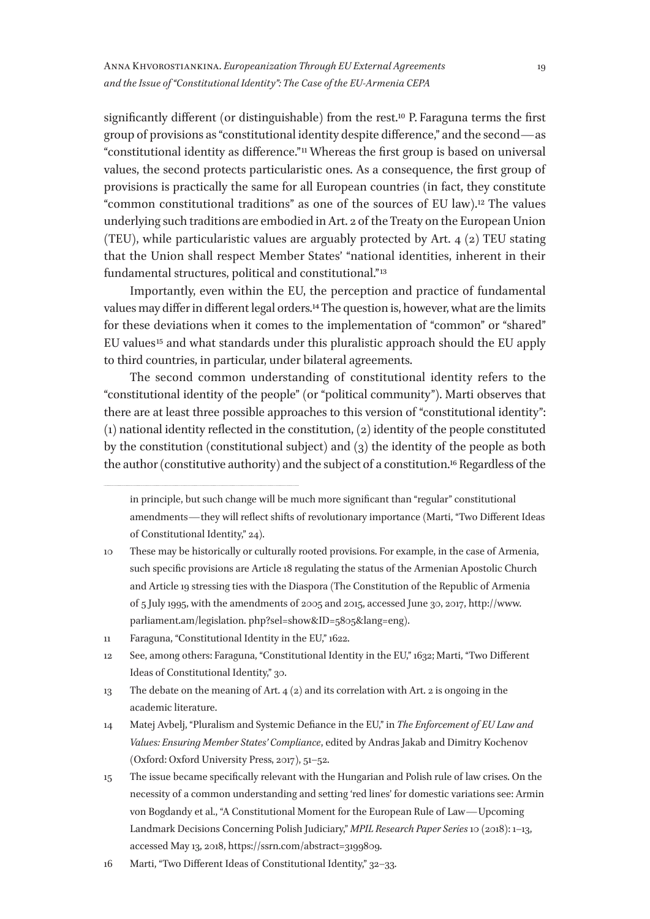significantly different (or distinguishable) from the rest.[10] P. Faraguna terms the first group of provisions as "constitutional identity despite difference," and the second—as "constitutional identity as difference."[11] Whereas the first group is based on universal values, the second protects particularistic ones. As a consequence, the first group of provisions is practically the same for all European countries (in fact, they constitute "common constitutional traditions" as one of the sources of EU law).[12] The values underlying such traditions are embodied in Art. 2 of the Treaty on the European Union (TEU), while particularistic values are arguably protected by Art. 4 (2) TEU stating that the Union shall respect Member States' "national identities, inherent in their fundamental structures, political and constitutional."[13]

Importantly, even within the EU, the perception and practice of fundamental values may differ in different legal orders.[14] The question is, however, what are the limits for these deviations when it comes to the implementation of "common" or "shared" EU values[15] and what standards under this pluralistic approach should the EU apply to third countries, in particular, under bilateral agreements.

The second common understanding of constitutional identity refers to the "constitutional identity of the people" (or "political community"). Marti observes that there are at least three possible approaches to this version of "constitutional identity": (1) national identity reflected in the constitution, (2) identity of the people constituted by the constitution (constitutional subject) and (3) the identity of the people as both the author (constitutive authority) and the subject of a constitution.[16] Regardless of the

---

in principle, but such change will be much more significant than "regular" constitutional amendments—they will reflect shifts of revolutionary importance (Marti, "Two Different Ideas of Constitutional Identity," 24).

10 These may be historically or culturally rooted provisions. For example, in the case of Armenia, such specific provisions are Article 18 regulating the status of the Armenian Apostolic Church and Article 19 stressing ties with the Diaspora (The Constitution of the Republic of Armenia of 5 July 1995, with the amendments of 2005 and 2015, accessed June 30, 2017, http://www.parliament.am/legislation. php?sel=show&ID=5805&lang=eng).

11 Faraguna, "Constitutional Identity in the EU," 1622.

12 See, among others: Faraguna, "Constitutional Identity in the EU," 1632; Marti, "Two Different Ideas of Constitutional Identity," 30.

13 The debate on the meaning of Art. 4 (2) and its correlation with Art. 2 is ongoing in the academic literature.

14 Matej Avbelj, "Pluralism and Systemic Defiance in the EU," in *The Enforcement of EU Law and Values: Ensuring Member States' Compliance*, edited by Andras Jakab and Dimitry Kochenov (Oxford: Oxford University Press, 2017), 51–52.

15 The issue became specifically relevant with the Hungarian and Polish rule of law crises. On the necessity of a common understanding and setting 'red lines' for domestic variations see: Armin von Bogdandy et al., "A Constitutional Moment for the European Rule of Law—Upcoming Landmark Decisions Concerning Polish Judiciary," *MPIL Research Paper Series* 10 (2018): 1–13, accessed May 13, 2018, https://ssrn.com/abstract=3199809.

16 Marti, "Two Different Ideas of Constitutional Identity," 32–33.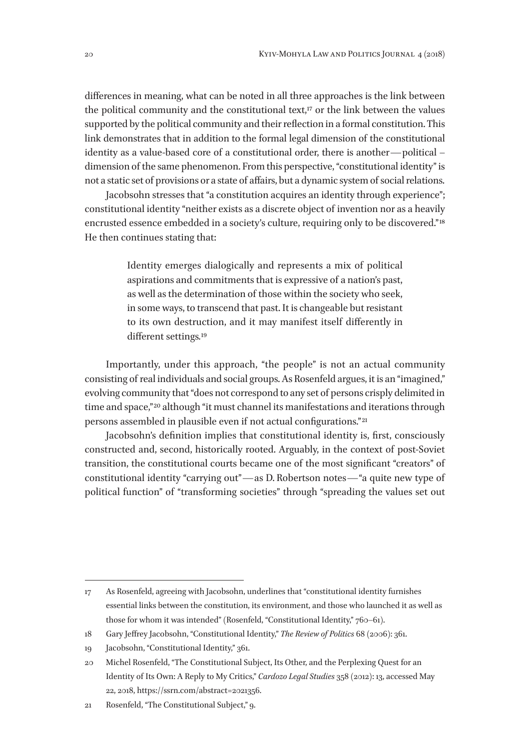differences in meaning, what can be noted in all three approaches is the link between the political community and the constitutional text,[17] or the link between the values supported by the political community and their reflection in a formal constitution. This link demonstrates that in addition to the formal legal dimension of the constitutional identity as a value-based core of a constitutional order, there is another—political – dimension of the same phenomenon. From this perspective, "constitutional identity" is not a static set of provisions or a state of affairs, but a dynamic system of social relations.

Jacobsohn stresses that "a constitution acquires an identity through experience"; constitutional identity "neither exists as a discrete object of invention nor as a heavily encrusted essence embedded in a society's culture, requiring only to be discovered."[18] He then continues stating that:

> Identity emerges dialogically and represents a mix of political aspirations and commitments that is expressive of a nation's past, as well as the determination of those within the society who seek, in some ways, to transcend that past. It is changeable but resistant to its own destruction, and it may manifest itself differently in different settings.[19]

Importantly, under this approach, "the people" is not an actual community consisting of real individuals and social groups. As Rosenfeld argues, it is an "imagined," evolving community that "does not correspond to any set of persons crisply delimited in time and space,"[20] although "it must channel its manifestations and iterations through persons assembled in plausible even if not actual configurations."[21]

Jacobsohn's definition implies that constitutional identity is, first, consciously constructed and, second, historically rooted. Arguably, in the context of post-Soviet transition, the constitutional courts became one of the most significant "creators" of constitutional identity "carrying out"—as D. Robertson notes—"a quite new type of political function" of "transforming societies" through "spreading the values set out

---

17 As Rosenfeld, agreeing with Jacobsohn, underlines that "constitutional identity furnishes essential links between the constitution, its environment, and those who launched it as well as those for whom it was intended" (Rosenfeld, "Constitutional Identity," 760–61).

18 Gary Jeffrey Jacobsohn, "Constitutional Identity," *The Review of Politics* 68 (2006): 361.

19 Jacobsohn, "Constitutional Identity," 361.

20 Michel Rosenfeld, "The Constitutional Subject, Its Other, and the Perplexing Quest for an Identity of Its Own: A Reply to My Critics," *Cardozo Legal Studies* 358 (2012): 13, accessed May 22, 2018, https://ssrn.com/abstract=2021356.

21 Rosenfeld, "The Constitutional Subject," 9.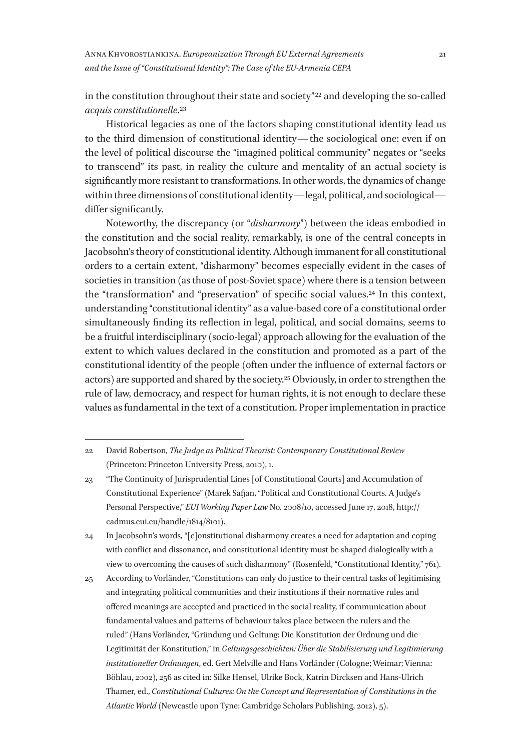in the constitution throughout their state and society"[22] and developing the so-called *acquis constitutionelle*.[23]

Historical legacies as one of the factors shaping constitutional identity lead us to the third dimension of constitutional identity—the sociological one: even if on the level of political discourse the "imagined political community" negates or "seeks to transcend" its past, in reality the culture and mentality of an actual society is significantly more resistant to transformations. In other words, the dynamics of change within three dimensions of constitutional identity—legal, political, and sociological—differ significantly.

Noteworthy, the discrepancy (or "*disharmony*") between the ideas embodied in the constitution and the social reality, remarkably, is one of the central concepts in Jacobsohn's theory of constitutional identity. Although immanent for all constitutional orders to a certain extent, "disharmony" becomes especially evident in the cases of societies in transition (as those of post-Soviet space) where there is a tension between the "transformation" and "preservation" of specific social values.[24] In this context, understanding "constitutional identity" as a value-based core of a constitutional order simultaneously finding its reflection in legal, political, and social domains, seems to be a fruitful interdisciplinary (socio-legal) approach allowing for the evaluation of the extent to which values declared in the constitution and promoted as a part of the constitutional identity of the people (often under the influence of external factors or actors) are supported and shared by the society.[25] Obviously, in order to strengthen the rule of law, democracy, and respect for human rights, it is not enough to declare these values as fundamental in the text of a constitution. Proper implementation in practice

---

22 David Robertson, *The Judge as Political Theorist: Contemporary Constitutional Review* (Princeton: Princeton University Press, 2010), 1.

23 "The Continuity of Jurisprudential Lines [of Constitutional Courts] and Accumulation of Constitutional Experience" (Marek Safjan, "Political and Constitutional Courts. A Judge's Personal Perspective," *EUI Working Paper Law* No. 2008/10, accessed June 17, 2018, http://cadmus.eui.eu/handle/1814/8101).

24 In Jacobsohn's words, "[c]onstitutional disharmony creates a need for adaptation and coping with conflict and dissonance, and constitutional identity must be shaped dialogically with a view to overcoming the causes of such disharmony" (Rosenfeld, "Constitutional Identity," 761).

25 According to Vorländer, "Constitutions can only do justice to their central tasks of legitimising and integrating political communities and their institutions if their normative rules and offered meanings are accepted and practiced in the social reality, if communication about fundamental values and patterns of behaviour takes place between the rulers and the ruled" (Hans Vorländer, "Gründung und Geltung: Die Konstitution der Ordnung und die Legitimität der Konstitution," in *Geltungsgeschichten: Über die Stabilisierung und Legitimierung institutioneller Ordnungen*, ed. Gert Melville and Hans Vorländer (Cologne; Weimar; Vienna: Böhlau, 2002), 256 as cited in: Silke Hensel, Ulrike Bock, Katrin Dircksen and Hans-Ulrich Thamer, ed., *Constitutional Cultures: On the Concept and Representation of Constitutions in the Atlantic World* (Newcastle upon Tyne: Cambridge Scholars Publishing, 2012), 5).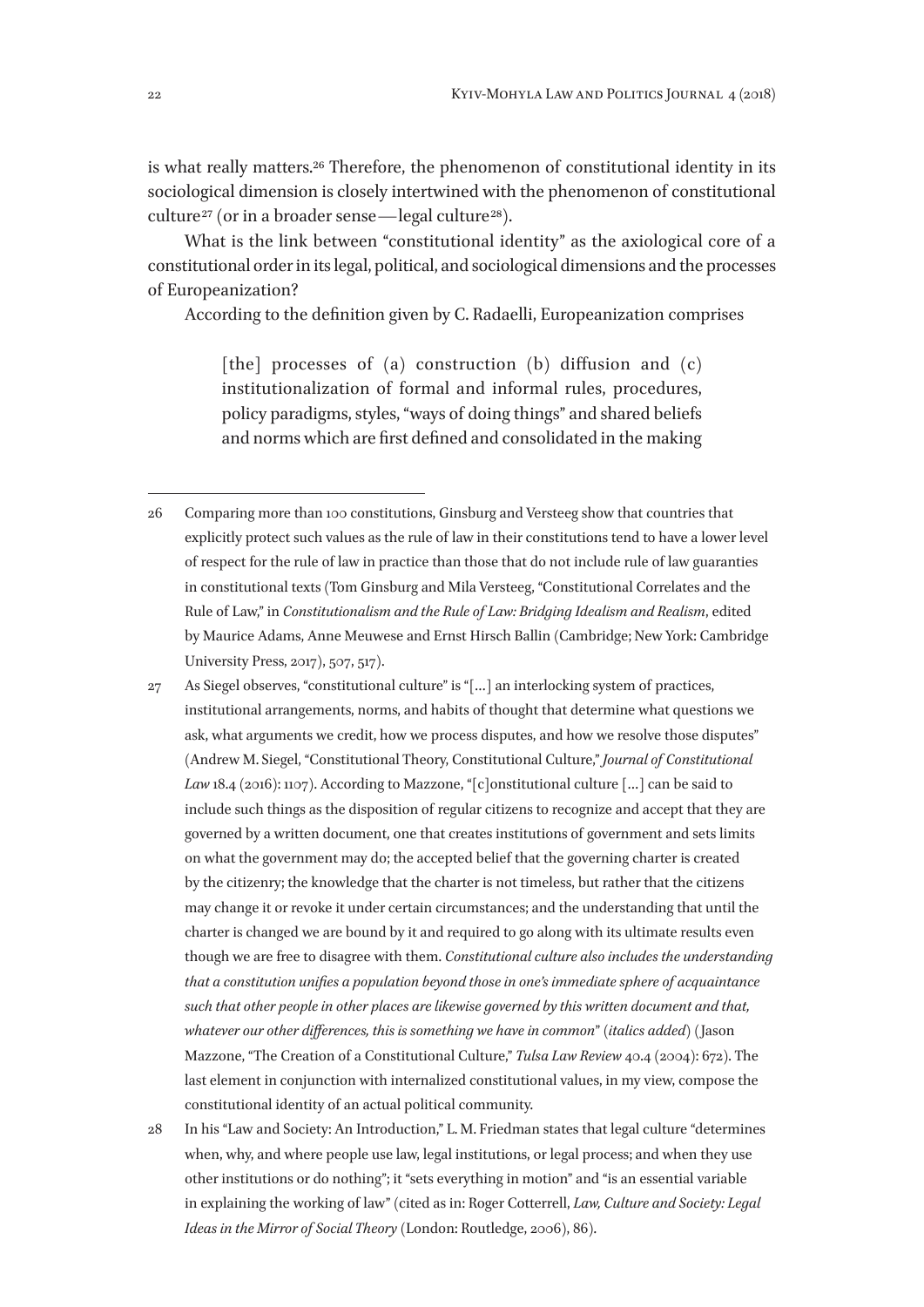is what really matters.[26] Therefore, the phenomenon of constitutional identity in its sociological dimension is closely intertwined with the phenomenon of constitutional culture[27] (or in a broader sense—legal culture[28]).

What is the link between "constitutional identity" as the axiological core of a constitutional order in its legal, political, and sociological dimensions and the processes of Europeanization?

According to the definition given by C. Radaelli, Europeanization comprises

> [the] processes of (a) construction (b) diffusion and (c) institutionalization of formal and informal rules, procedures, policy paradigms, styles, "ways of doing things" and shared beliefs and norms which are first defined and consolidated in the making

---

26 Comparing more than 100 constitutions, Ginsburg and Versteeg show that countries that explicitly protect such values as the rule of law in their constitutions tend to have a lower level of respect for the rule of law in practice than those that do not include rule of law guaranties in constitutional texts (Tom Ginsburg and Mila Versteeg, "Constitutional Correlates and the Rule of Law," in *Constitutionalism and the Rule of Law: Bridging Idealism and Realism*, edited by Maurice Adams, Anne Meuwese and Ernst Hirsch Ballin (Cambridge; New York: Cambridge University Press, 2017), 507, 517).

27 As Siegel observes, "constitutional culture" is "[…] an interlocking system of practices, institutional arrangements, norms, and habits of thought that determine what questions we ask, what arguments we credit, how we process disputes, and how we resolve those disputes" (Andrew M. Siegel, "Constitutional Theory, Constitutional Culture," *Journal of Constitutional Law* 18.4 (2016): 1107). According to Mazzone, "[c]onstitutional culture […] can be said to include such things as the disposition of regular citizens to recognize and accept that they are governed by a written document, one that creates institutions of government and sets limits on what the government may do; the accepted belief that the governing charter is created by the citizenry; the knowledge that the charter is not timeless, but rather that the citizens may change it or revoke it under certain circumstances; and the understanding that until the charter is changed we are bound by it and required to go along with its ultimate results even though we are free to disagree with them. *Constitutional culture also includes the understanding that a constitution unifies a population beyond those in one's immediate sphere of acquaintance such that other people in other places are likewise governed by this written document and that, whatever our other differences, this is something we have in common*" (*italics added*) (Jason Mazzone, "The Creation of a Constitutional Culture," *Tulsa Law Review* 40.4 (2004): 672). The last element in conjunction with internalized constitutional values, in my view, compose the constitutional identity of an actual political community.

28 In his "Law and Society: An Introduction," L. M. Friedman states that legal culture "determines when, why, and where people use law, legal institutions, or legal process; and when they use other institutions or do nothing"; it "sets everything in motion" and "is an essential variable in explaining the working of law" (cited as in: Roger Cotterrell, *Law, Culture and Society: Legal Ideas in the Mirror of Social Theory* (London: Routledge, 2006), 86).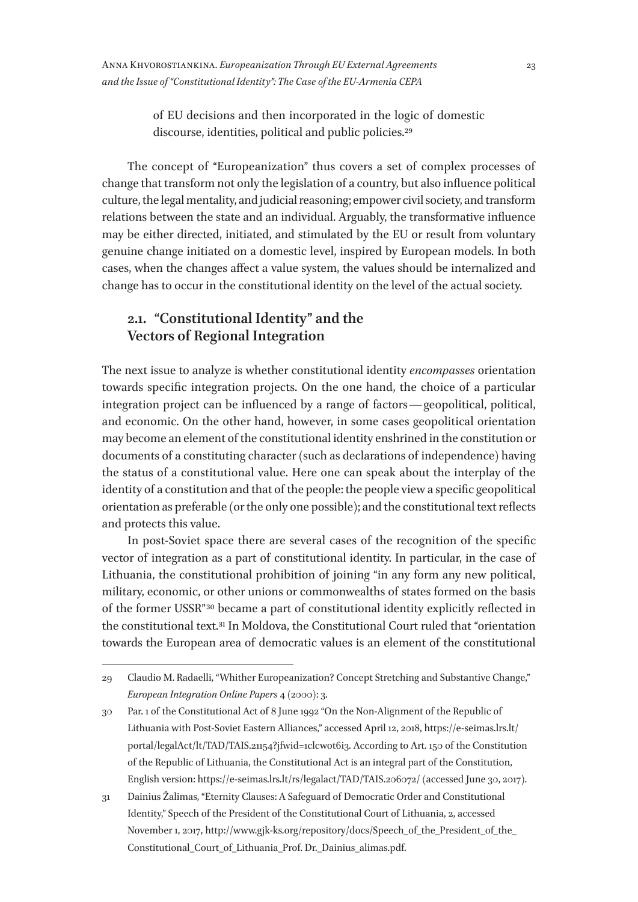of EU decisions and then incorporated in the logic of domestic discourse, identities, political and public policies.[29]

The concept of "Europeanization" thus covers a set of complex processes of change that transform not only the legislation of a country, but also influence political culture, the legal mentality, and judicial reasoning; empower civil society, and transform relations between the state and an individual. Arguably, the transformative influence may be either directed, initiated, and stimulated by the EU or result from voluntary genuine change initiated on a domestic level, inspired by European models. In both cases, when the changes affect a value system, the values should be internalized and change has to occur in the constitutional identity on the level of the actual society.

## 2.1. "Constitutional Identity" and the Vectors of Regional Integration

The next issue to analyze is whether constitutional identity *encompasses* orientation towards specific integration projects. On the one hand, the choice of a particular integration project can be influenced by a range of factors — geopolitical, political, and economic. On the other hand, however, in some cases geopolitical orientation may become an element of the constitutional identity enshrined in the constitution or documents of a constituting character (such as declarations of independence) having the status of a constitutional value. Here one can speak about the interplay of the identity of a constitution and that of the people: the people view a specific geopolitical orientation as preferable (or the only one possible); and the constitutional text reflects and protects this value.

In post-Soviet space there are several cases of the recognition of the specific vector of integration as a part of constitutional identity. In particular, in the case of Lithuania, the constitutional prohibition of joining "in any form any new political, military, economic, or other unions or commonwealths of states formed on the basis of the former USSR"[30] became a part of constitutional identity explicitly reflected in the constitutional text.[31] In Moldova, the Constitutional Court ruled that "orientation towards the European area of democratic values is an element of the constitutional

---

29 Claudio M. Radaelli, "Whither Europeanization? Concept Stretching and Substantive Change," *European Integration Online Papers* 4 (2000): 3.

30 Par. 1 of the Constitutional Act of 8 June 1992 "On the Non-Alignment of the Republic of Lithuania with Post-Soviet Eastern Alliances," accessed April 12, 2018, https://e-seimas.lrs.lt/portal/legalAct/lt/TAD/TAIS.21154?jfwid=1clcwot6i3. According to Art. 150 of the Constitution of the Republic of Lithuania, the Constitutional Act is an integral part of the Constitution, English version: https://e-seimas.lrs.lt/rs/legalact/TAD/TAIS.206072/ (accessed June 30, 2017).

31 Dainius Žalimas, "Eternity Clauses: A Safeguard of Democratic Order and Constitutional Identity," Speech of the President of the Constitutional Court of Lithuania, 2, accessed November 1, 2017, http://www.gjk-ks.org/repository/docs/Speech_of_the_President_of_the_Constitutional_Court_of_Lithuania_Prof. Dr._Dainius_alimas.pdf.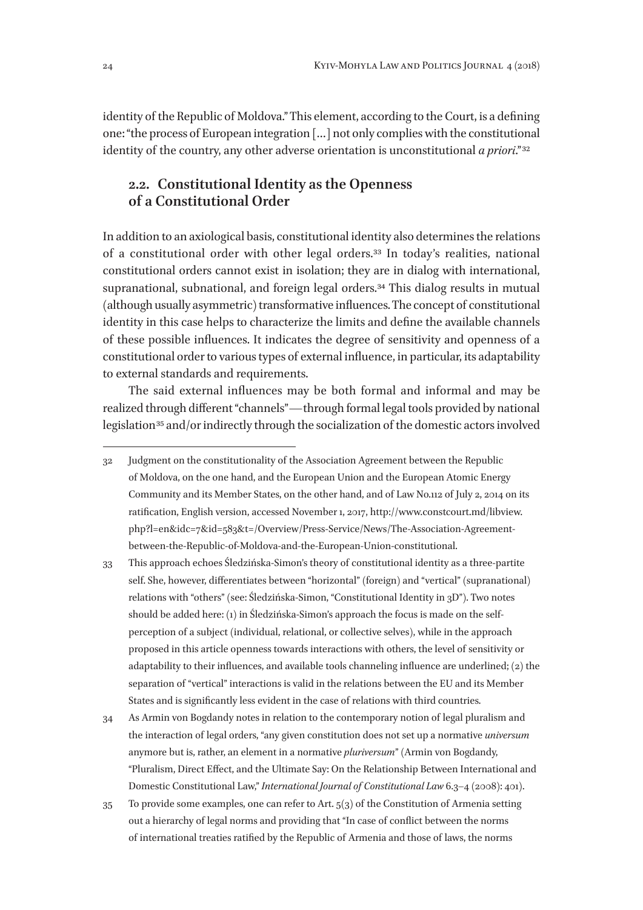identity of the Republic of Moldova." This element, according to the Court, is a defining one: "the process of European integration […] not only complies with the constitutional identity of the country, any other adverse orientation is unconstitutional *a priori*."[32]

## 2.2. Constitutional Identity as the Openness of a Constitutional Order

In addition to an axiological basis, constitutional identity also determines the relations of a constitutional order with other legal orders.[33] In today's realities, national constitutional orders cannot exist in isolation; they are in dialog with international, supranational, subnational, and foreign legal orders.[34] This dialog results in mutual (although usually asymmetric) transformative influences. The concept of constitutional identity in this case helps to characterize the limits and define the available channels of these possible influences. It indicates the degree of sensitivity and openness of a constitutional order to various types of external influence, in particular, its adaptability to external standards and requirements.

The said external influences may be both formal and informal and may be realized through different "channels"—through formal legal tools provided by national legislation[35] and/or indirectly through the socialization of the domestic actors involved

---

32 Judgment on the constitutionality of the Association Agreement between the Republic of Moldova, on the one hand, and the European Union and the European Atomic Energy Community and its Member States, on the other hand, and of Law No.112 of July 2, 2014 on its ratification, English version, accessed November 1, 2017, http://www.constcourt.md/libview.php?l=en&idc=7&id=583&t=/Overview/Press-Service/News/The-Association-Agreement-between-the-Republic-of-Moldova-and-the-European-Union-constitutional.

33 This approach echoes Śledzińska-Simon's theory of constitutional identity as a three-partite self. She, however, differentiates between "horizontal" (foreign) and "vertical" (supranational) relations with "others" (see: Śledzińska-Simon, "Constitutional Identity in 3D"). Two notes should be added here: (1) in Śledzińska-Simon's approach the focus is made on the self-perception of a subject (individual, relational, or collective selves), while in the approach proposed in this article openness towards interactions with others, the level of sensitivity or adaptability to their influences, and available tools channeling influence are underlined; (2) the separation of "vertical" interactions is valid in the relations between the EU and its Member States and is significantly less evident in the case of relations with third countries.

34 As Armin von Bogdandy notes in relation to the contemporary notion of legal pluralism and the interaction of legal orders, "any given constitution does not set up a normative *universum* anymore but is, rather, an element in a normative *pluriversum*" (Armin von Bogdandy, "Pluralism, Direct Effect, and the Ultimate Say: On the Relationship Between International and Domestic Constitutional Law," *International Journal of Constitutional Law* 6.3–4 (2008): 401).

35 To provide some examples, one can refer to Art. 5(3) of the Constitution of Armenia setting out a hierarchy of legal norms and providing that "In case of conflict between the norms of international treaties ratified by the Republic of Armenia and those of laws, the norms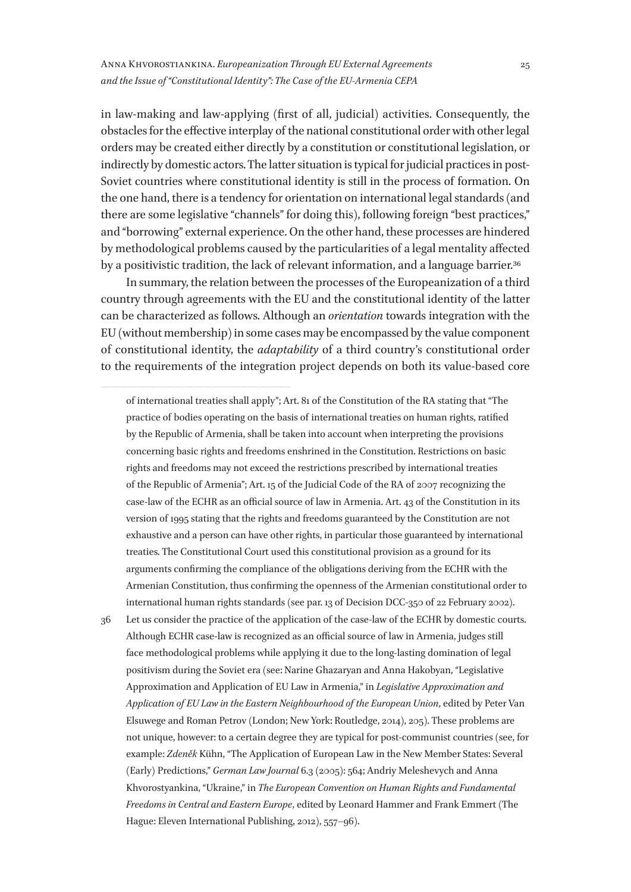in law-making and law-applying (first of all, judicial) activities. Consequently, the obstacles for the effective interplay of the national constitutional order with other legal orders may be created either directly by a constitution or constitutional legislation, or indirectly by domestic actors. The latter situation is typical for judicial practices in post-Soviet countries where constitutional identity is still in the process of formation. On the one hand, there is a tendency for orientation on international legal standards (and there are some legislative "channels" for doing this), following foreign "best practices," and "borrowing" external experience. On the other hand, these processes are hindered by methodological problems caused by the particularities of a legal mentality affected by a positivistic tradition, the lack of relevant information, and a language barrier.[36]

In summary, the relation between the processes of the Europeanization of a third country through agreements with the EU and the constitutional identity of the latter can be characterized as follows. Although an *orientation* towards integration with the EU (without membership) in some cases may be encompassed by the value component of constitutional identity, the *adaptability* of a third country's constitutional order to the requirements of the integration project depends on both its value-based core

---

of international treaties shall apply"; Art. 81 of the Constitution of the RA stating that "The practice of bodies operating on the basis of international treaties on human rights, ratified by the Republic of Armenia, shall be taken into account when interpreting the provisions concerning basic rights and freedoms enshrined in the Constitution. Restrictions on basic rights and freedoms may not exceed the restrictions prescribed by international treaties of the Republic of Armenia"; Art. 15 of the Judicial Code of the RA of 2007 recognizing the case-law of the ECHR as an official source of law in Armenia. Art. 43 of the Constitution in its version of 1995 stating that the rights and freedoms guaranteed by the Constitution are not exhaustive and a person can have other rights, in particular those guaranteed by international treaties. The Constitutional Court used this constitutional provision as a ground for its arguments confirming the compliance of the obligations deriving from the ECHR with the Armenian Constitution, thus confirming the openness of the Armenian constitutional order to international human rights standards (see par. 13 of Decision DCC-350 of 22 February 2002).

36 Let us consider the practice of the application of the case-law of the ECHR by domestic courts. Although ECHR case-law is recognized as an official source of law in Armenia, judges still face methodological problems while applying it due to the long-lasting domination of legal positivism during the Soviet era (see: Narine Ghazaryan and Anna Hakobyan, "Legislative Approximation and Application of EU Law in Armenia," in *Legislative Approximation and Application of EU Law in the Eastern Neighbourhood of the European Union*, edited by Peter Van Elsuwege and Roman Petrov (London; New York: Routledge, 2014), 205). These problems are not unique, however: to a certain degree they are typical for post-communist countries (see, for example: *Zdeněk* Kühn, "The Application of European Law in the New Member States: Several (Early) Predictions," *German Law Journal* 6.3 (2005): 564; Andriy Meleshevych and Anna Khvorostyankina, "Ukraine," in *The European Convention on Human Rights and Fundamental Freedoms in Central and Eastern Europe*, edited by Leonard Hammer and Frank Emmert (The Hague: Eleven International Publishing, 2012), 557–96).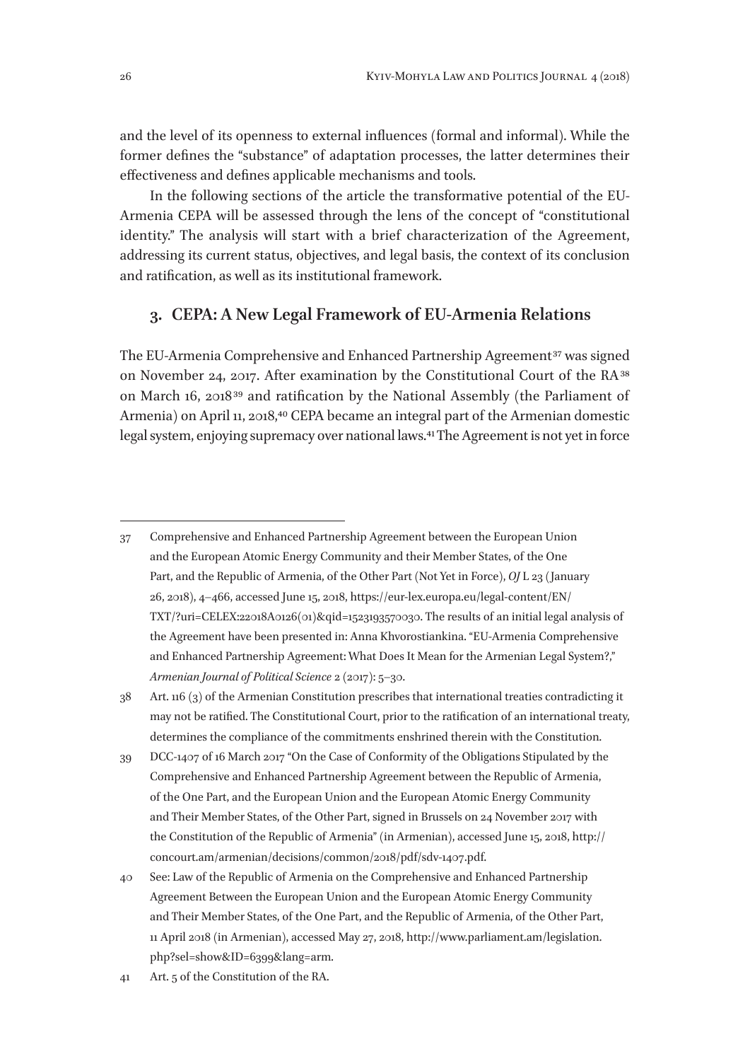and the level of its openness to external influences (formal and informal). While the former defines the "substance" of adaptation processes, the latter determines their effectiveness and defines applicable mechanisms and tools.

In the following sections of the article the transformative potential of the EU-Armenia CEPA will be assessed through the lens of the concept of "constitutional identity." The analysis will start with a brief characterization of the Agreement, addressing its current status, objectives, and legal basis, the context of its conclusion and ratification, as well as its institutional framework.

## 3. CEPA: A New Legal Framework of EU-Armenia Relations

The EU-Armenia Comprehensive and Enhanced Partnership Agreement[37] was signed on November 24, 2017. After examination by the Constitutional Court of the RA[38] on March 16, 2018[39] and ratification by the National Assembly (the Parliament of Armenia) on April 11, 2018,[40] CEPA became an integral part of the Armenian domestic legal system, enjoying supremacy over national laws.[41] The Agreement is not yet in force

---

37 Comprehensive and Enhanced Partnership Agreement between the European Union and the European Atomic Energy Community and their Member States, of the One Part, and the Republic of Armenia, of the Other Part (Not Yet in Force), *OJ* L 23 (January 26, 2018), 4–466, accessed June 15, 2018, https://eur-lex.europa.eu/legal-content/EN/TXT/?uri=CELEX:22018A0126(01)&qid=1523193570030. The results of an initial legal analysis of the Agreement have been presented in: Anna Khvorostiankina. "EU-Armenia Comprehensive and Enhanced Partnership Agreement: What Does It Mean for the Armenian Legal System?," *Armenian Journal of Political Science* 2 (2017): 5–30.

38 Art. 116 (3) of the Armenian Constitution prescribes that international treaties contradicting it may not be ratified. The Constitutional Court, prior to the ratification of an international treaty, determines the compliance of the commitments enshrined therein with the Constitution.

39 DCC-1407 of 16 March 2017 "On the Case of Conformity of the Obligations Stipulated by the Comprehensive and Enhanced Partnership Agreement between the Republic of Armenia, of the One Part, and the European Union and the European Atomic Energy Community and Their Member States, of the Other Part, signed in Brussels on 24 November 2017 with the Constitution of the Republic of Armenia" (in Armenian), accessed June 15, 2018, http://concourt.am/armenian/decisions/common/2018/pdf/sdv-1407.pdf.

40 See: Law of the Republic of Armenia on the Comprehensive and Enhanced Partnership Agreement Between the European Union and the European Atomic Energy Community and Their Member States, of the One Part, and the Republic of Armenia, of the Other Part, 11 April 2018 (in Armenian), accessed May 27, 2018, http://www.parliament.am/legislation.php?sel=show&ID=6399&lang=arm.

41 Art. 5 of the Constitution of the RA.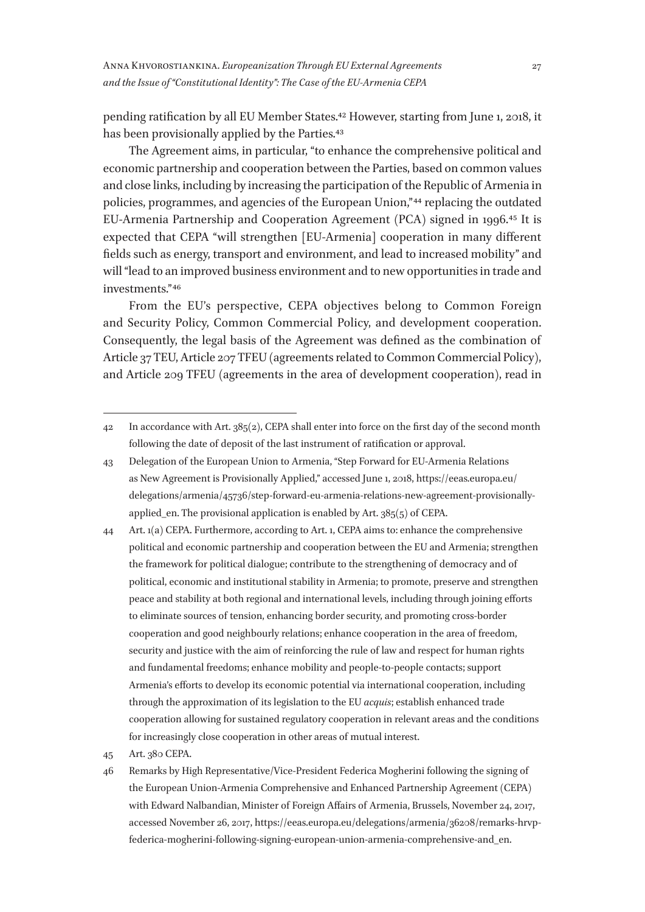pending ratification by all EU Member States.[42] However, starting from June 1, 2018, it has been provisionally applied by the Parties.[43]

The Agreement aims, in particular, "to enhance the comprehensive political and economic partnership and cooperation between the Parties, based on common values and close links, including by increasing the participation of the Republic of Armenia in policies, programmes, and agencies of the European Union,"[44] replacing the outdated EU-Armenia Partnership and Cooperation Agreement (PCA) signed in 1996.[45] It is expected that CEPA "will strengthen [EU-Armenia] cooperation in many different fields such as energy, transport and environment, and lead to increased mobility" and will "lead to an improved business environment and to new opportunities in trade and investments."[46]

From the EU's perspective, CEPA objectives belong to Common Foreign and Security Policy, Common Commercial Policy, and development cooperation. Consequently, the legal basis of the Agreement was defined as the combination of Article 37 TEU, Article 207 TFEU (agreements related to Common Commercial Policy), and Article 209 TFEU (agreements in the area of development cooperation), read in

---

42 In accordance with Art. 385(2), CEPA shall enter into force on the first day of the second month following the date of deposit of the last instrument of ratification or approval.

43 Delegation of the European Union to Armenia, "Step Forward for EU-Armenia Relations as New Agreement is Provisionally Applied," accessed June 1, 2018, https://eeas.europa.eu/delegations/armenia/45736/step-forward-eu-armenia-relations-new-agreement-provisionally-applied_en. The provisional application is enabled by Art. 385(5) of CEPA.

44 Art. 1(a) CEPA. Furthermore, according to Art. 1, CEPA aims to: enhance the comprehensive political and economic partnership and cooperation between the EU and Armenia; strengthen the framework for political dialogue; contribute to the strengthening of democracy and of political, economic and institutional stability in Armenia; to promote, preserve and strengthen peace and stability at both regional and international levels, including through joining efforts to eliminate sources of tension, enhancing border security, and promoting cross-border cooperation and good neighbourly relations; enhance cooperation in the area of freedom, security and justice with the aim of reinforcing the rule of law and respect for human rights and fundamental freedoms; enhance mobility and people-to-people contacts; support Armenia's efforts to develop its economic potential via international cooperation, including through the approximation of its legislation to the EU *acquis*; establish enhanced trade cooperation allowing for sustained regulatory cooperation in relevant areas and the conditions for increasingly close cooperation in other areas of mutual interest.

45 Art. 380 CEPA.

46 Remarks by High Representative/Vice-President Federica Mogherini following the signing of the European Union-Armenia Comprehensive and Enhanced Partnership Agreement (CEPA) with Edward Nalbandian, Minister of Foreign Affairs of Armenia, Brussels, November 24, 2017, accessed November 26, 2017, https://eeas.europa.eu/delegations/armenia/36208/remarks-hrvp-federica-mogherini-following-signing-european-union-armenia-comprehensive-and_en.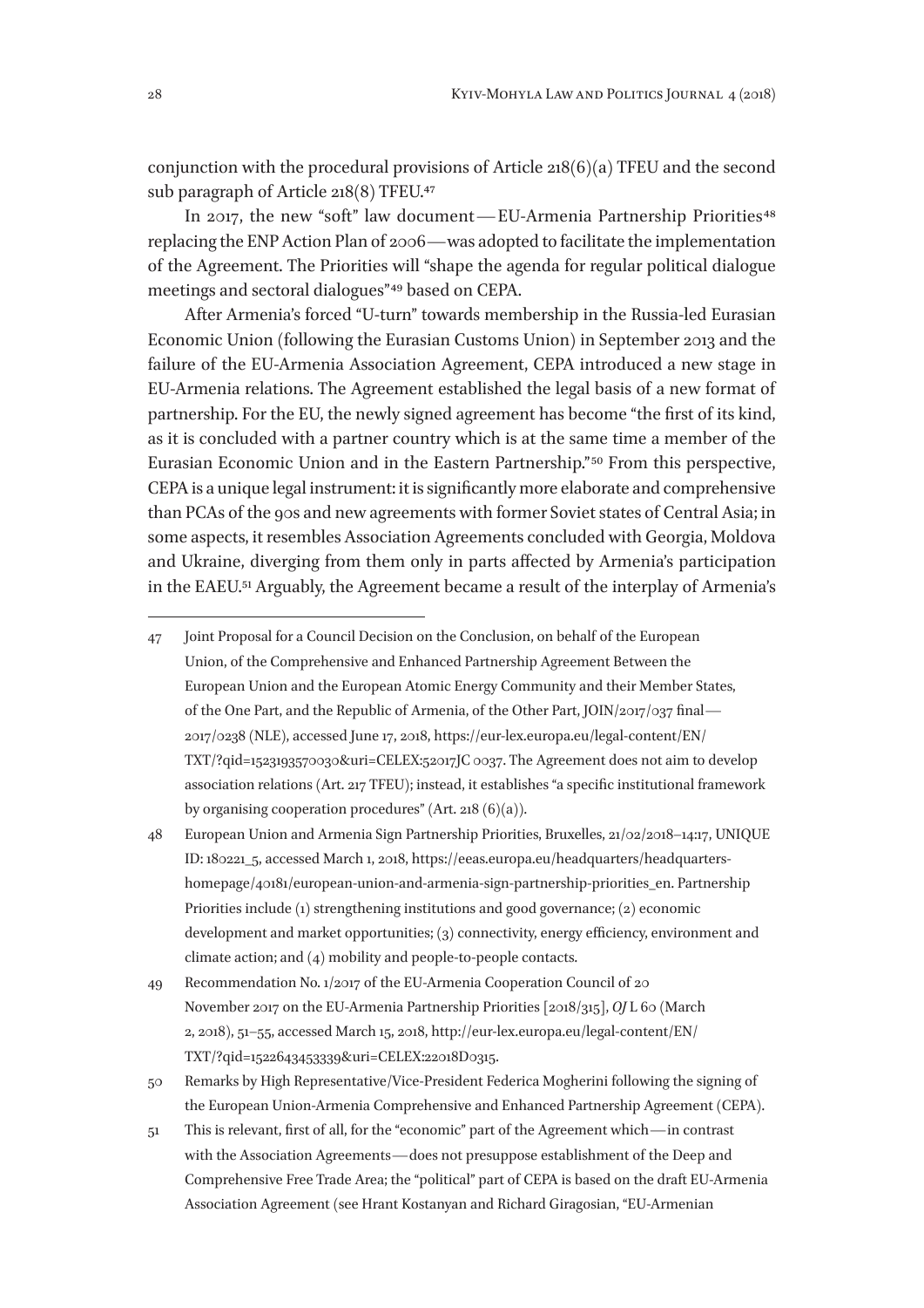conjunction with the procedural provisions of Article 218(6)(a) TFEU and the second sub paragraph of Article 218(8) TFEU.[47]

In 2017, the new "soft" law document — EU-Armenia Partnership Priorities[48] replacing the ENP Action Plan of 2006 — was adopted to facilitate the implementation of the Agreement. The Priorities will "shape the agenda for regular political dialogue meetings and sectoral dialogues"[49] based on CEPA.

After Armenia's forced "U-turn" towards membership in the Russia-led Eurasian Economic Union (following the Eurasian Customs Union) in September 2013 and the failure of the EU-Armenia Association Agreement, CEPA introduced a new stage in EU-Armenia relations. The Agreement established the legal basis of a new format of partnership. For the EU, the newly signed agreement has become "the first of its kind, as it is concluded with a partner country which is at the same time a member of the Eurasian Economic Union and in the Eastern Partnership."[50] From this perspective, CEPA is a unique legal instrument: it is significantly more elaborate and comprehensive than PCAs of the 90s and new agreements with former Soviet states of Central Asia; in some aspects, it resembles Association Agreements concluded with Georgia, Moldova and Ukraine, diverging from them only in parts affected by Armenia's participation in the EAEU.[51] Arguably, the Agreement became a result of the interplay of Armenia's

---

47 Joint Proposal for a Council Decision on the Conclusion, on behalf of the European Union, of the Comprehensive and Enhanced Partnership Agreement Between the European Union and the European Atomic Energy Community and their Member States, of the One Part, and the Republic of Armenia, of the Other Part, JOIN/2017/037 final — 2017/0238 (NLE), accessed June 17, 2018, https://eur-lex.europa.eu/legal-content/EN/TXT/?qid=1523193570030&uri=CELEX:52017JC0037. The Agreement does not aim to develop association relations (Art. 217 TFEU); instead, it establishes "a specific institutional framework by organising cooperation procedures" (Art. 218 (6)(a)).

48 European Union and Armenia Sign Partnership Priorities, Bruxelles, 21/02/2018–14:17, UNIQUE ID: 180221_5, accessed March 1, 2018, https://eeas.europa.eu/headquarters/headquarters-homepage/40181/european-union-and-armenia-sign-partnership-priorities_en. Partnership Priorities include (1) strengthening institutions and good governance; (2) economic development and market opportunities; (3) connectivity, energy efficiency, environment and climate action; and (4) mobility and people-to-people contacts.

49 Recommendation No. 1/2017 of the EU-Armenia Cooperation Council of 20 November 2017 on the EU-Armenia Partnership Priorities [2018/315], *OJ* L 60 (March 2, 2018), 51–55, accessed March 15, 2018, http://eur-lex.europa.eu/legal-content/EN/TXT/?qid=1522643453339&uri=CELEX:22018D0315.

50 Remarks by High Representative/Vice-President Federica Mogherini following the signing of the European Union-Armenia Comprehensive and Enhanced Partnership Agreement (CEPA).

51 This is relevant, first of all, for the "economic" part of the Agreement which — in contrast with the Association Agreements — does not presuppose establishment of the Deep and Comprehensive Free Trade Area; the "political" part of CEPA is based on the draft EU-Armenia Association Agreement (see Hrant Kostanyan and Richard Giragosian, "EU-Armenian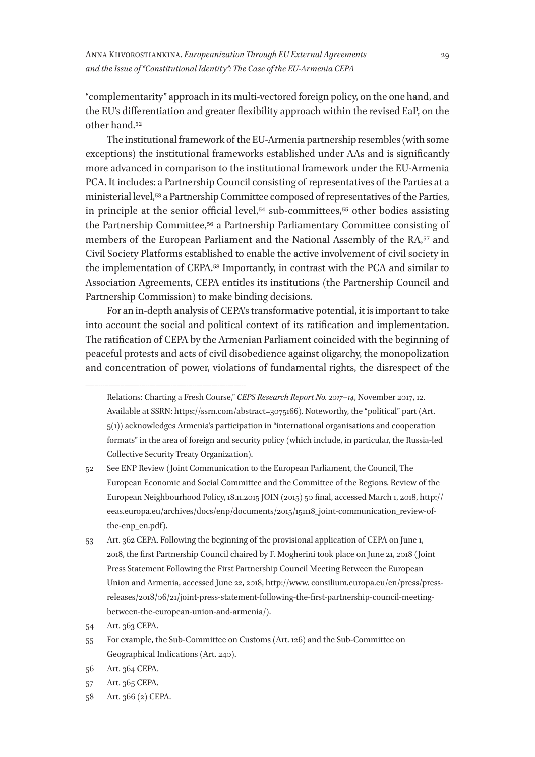"complementarity" approach in its multi-vectored foreign policy, on the one hand, and the EU's differentiation and greater flexibility approach within the revised EaP, on the other hand.[52]

The institutional framework of the EU-Armenia partnership resembles (with some exceptions) the institutional frameworks established under AAs and is significantly more advanced in comparison to the institutional framework under the EU-Armenia PCA. It includes: a Partnership Council consisting of representatives of the Parties at a ministerial level,[53] a Partnership Committee composed of representatives of the Parties, in principle at the senior official level,[54] sub-committees,[55] other bodies assisting the Partnership Committee,[56] a Partnership Parliamentary Committee consisting of members of the European Parliament and the National Assembly of the RA,[57] and Civil Society Platforms established to enable the active involvement of civil society in the implementation of CEPA.[58] Importantly, in contrast with the PCA and similar to Association Agreements, CEPA entitles its institutions (the Partnership Council and Partnership Commission) to make binding decisions.

For an in-depth analysis of CEPA's transformative potential, it is important to take into account the social and political context of its ratification and implementation. The ratification of CEPA by the Armenian Parliament coincided with the beginning of peaceful protests and acts of civil disobedience against oligarchy, the monopolization and concentration of power, violations of fundamental rights, the disrespect of the

---

Relations: Charting a Fresh Course," *CEPS Research Report No. 2017–14*, November 2017, 12. Available at SSRN: https://ssrn.com/abstract=3075166). Noteworthy, the "political" part (Art. 5(1)) acknowledges Armenia's participation in "international organisations and cooperation formats" in the area of foreign and security policy (which include, in particular, the Russia-led Collective Security Treaty Organization).

52 See ENP Review (Joint Communication to the European Parliament, the Council, The European Economic and Social Committee and the Committee of the Regions. Review of the European Neighbourhood Policy, 18.11.2015 JOIN (2015) 50 final, accessed March 1, 2018, http://eeas.europa.eu/archives/docs/enp/documents/2015/151118_joint-communication_review-of-the-enp_en.pdf).

53 Art. 362 CEPA. Following the beginning of the provisional application of CEPA on June 1, 2018, the first Partnership Council chaired by F. Mogherini took place on June 21, 2018 (Joint Press Statement Following the First Partnership Council Meeting Between the European Union and Armenia, accessed June 22, 2018, http://www. consilium.europa.eu/en/press/press-releases/2018/06/21/joint-press-statement-following-the-first-partnership-council-meeting-between-the-european-union-and-armenia/).

54 Art. 363 CEPA.

55 For example, the Sub-Committee on Customs (Art. 126) and the Sub-Committee on Geographical Indications (Art. 240).

56 Art. 364 CEPA.

57 Art. 365 CEPA.

58 Art. 366 (2) CEPA.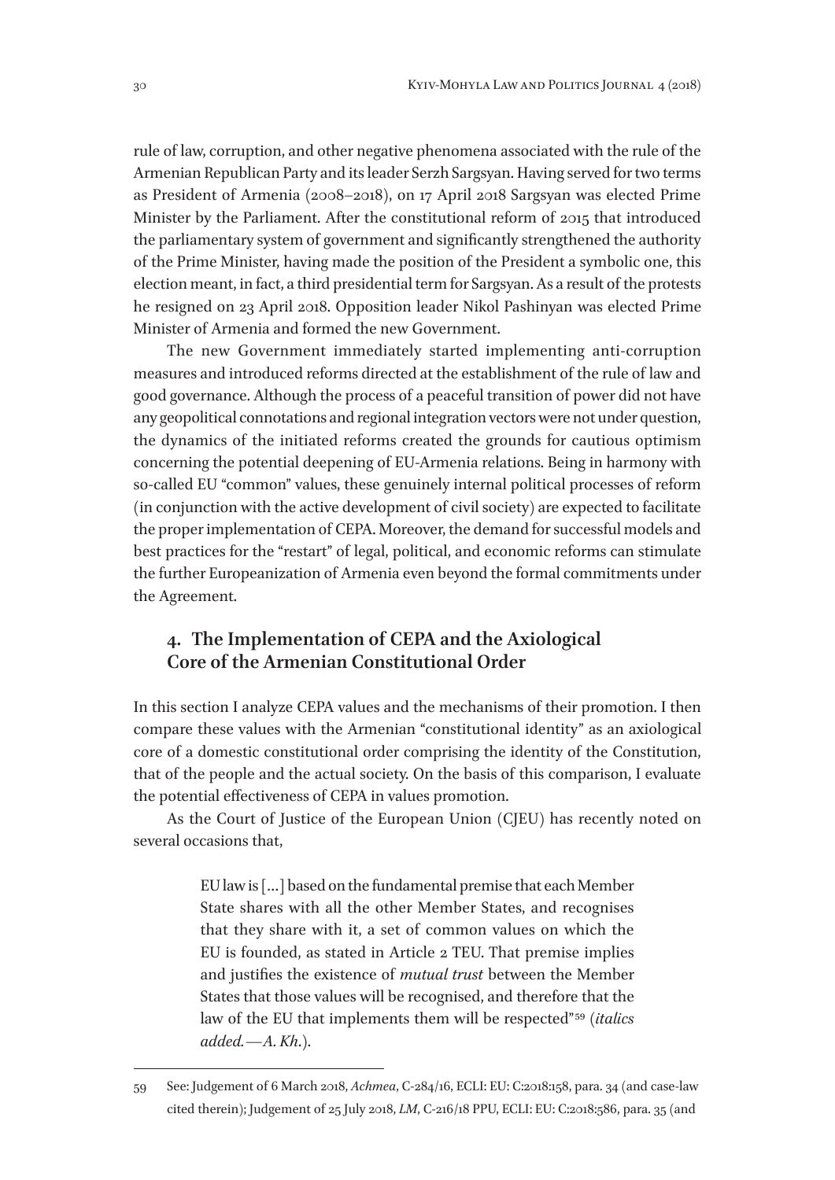rule of law, corruption, and other negative phenomena associated with the rule of the Armenian Republican Party and its leader Serzh Sargsyan. Having served for two terms as President of Armenia (2008–2018), on 17 April 2018 Sargsyan was elected Prime Minister by the Parliament. After the constitutional reform of 2015 that introduced the parliamentary system of government and significantly strengthened the authority of the Prime Minister, having made the position of the President a symbolic one, this election meant, in fact, a third presidential term for Sargsyan. As a result of the protests he resigned on 23 April 2018. Opposition leader Nikol Pashinyan was elected Prime Minister of Armenia and formed the new Government.

The new Government immediately started implementing anti-corruption measures and introduced reforms directed at the establishment of the rule of law and good governance. Although the process of a peaceful transition of power did not have any geopolitical connotations and regional integration vectors were not under question, the dynamics of the initiated reforms created the grounds for cautious optimism concerning the potential deepening of EU-Armenia relations. Being in harmony with so-called EU "common" values, these genuinely internal political processes of reform (in conjunction with the active development of civil society) are expected to facilitate the proper implementation of CEPA. Moreover, the demand for successful models and best practices for the "restart" of legal, political, and economic reforms can stimulate the further Europeanization of Armenia even beyond the formal commitments under the Agreement.

## 4. The Implementation of CEPA and the Axiological Core of the Armenian Constitutional Order

In this section I analyze CEPA values and the mechanisms of their promotion. I then compare these values with the Armenian "constitutional identity" as an axiological core of a domestic constitutional order comprising the identity of the Constitution, that of the people and the actual society. On the basis of this comparison, I evaluate the potential effectiveness of CEPA in values promotion.

As the Court of Justice of the European Union (CJEU) has recently noted on several occasions that,

> EU law is [...] based on the fundamental premise that each Member State shares with all the other Member States, and recognises that they share with it, a set of common values on which the EU is founded, as stated in Article 2 TEU. That premise implies and justifies the existence of *mutual trust* between the Member States that those values will be recognised, and therefore that the law of the EU that implements them will be respected"[59] (*italics added.—A. Kh.*).

---

59 See: Judgement of 6 March 2018, *Achmea*, C-284/16, ECLI: EU: C:2018:158, para. 34 (and case-law cited therein); Judgement of 25 July 2018, *LM*, C-216/18 PPU, ECLI: EU: C:2018:586, para. 35 (and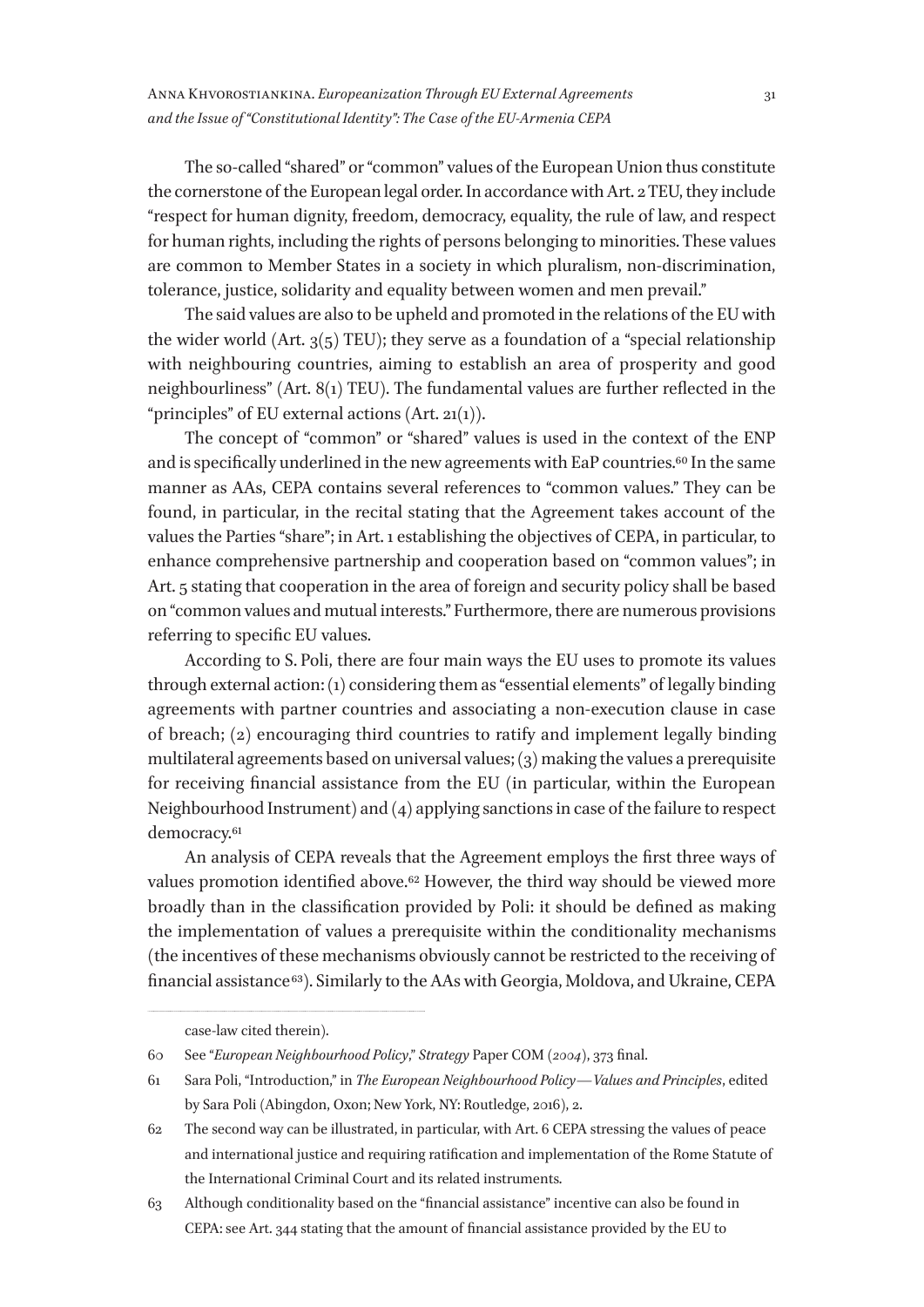The so-called "shared" or "common" values of the European Union thus constitute the cornerstone of the European legal order. In accordance with Art. 2 TEU, they include "respect for human dignity, freedom, democracy, equality, the rule of law, and respect for human rights, including the rights of persons belonging to minorities. These values are common to Member States in a society in which pluralism, non-discrimination, tolerance, justice, solidarity and equality between women and men prevail."

The said values are also to be upheld and promoted in the relations of the EU with the wider world (Art. 3(5) TEU); they serve as a foundation of a "special relationship with neighbouring countries, aiming to establish an area of prosperity and good neighbourliness" (Art. 8(1) TEU). The fundamental values are further reflected in the "principles" of EU external actions (Art. 21(1)).

The concept of "common" or "shared" values is used in the context of the ENP and is specifically underlined in the new agreements with EaP countries.[60] In the same manner as AAs, CEPA contains several references to "common values." They can be found, in particular, in the recital stating that the Agreement takes account of the values the Parties "share"; in Art. 1 establishing the objectives of CEPA, in particular, to enhance comprehensive partnership and cooperation based on "common values"; in Art. 5 stating that cooperation in the area of foreign and security policy shall be based on "common values and mutual interests." Furthermore, there are numerous provisions referring to specific EU values.

According to S. Poli, there are four main ways the EU uses to promote its values through external action: (1) considering them as "essential elements" of legally binding agreements with partner countries and associating a non-execution clause in case of breach; (2) encouraging third countries to ratify and implement legally binding multilateral agreements based on universal values; (3) making the values a prerequisite for receiving financial assistance from the EU (in particular, within the European Neighbourhood Instrument) and (4) applying sanctions in case of the failure to respect democracy.[61]

An analysis of CEPA reveals that the Agreement employs the first three ways of values promotion identified above.[62] However, the third way should be viewed more broadly than in the classification provided by Poli: it should be defined as making the implementation of values a prerequisite within the conditionality mechanisms (the incentives of these mechanisms obviously cannot be restricted to the receiving of financial assistance[63]). Similarly to the AAs with Georgia, Moldova, and Ukraine, CEPA

---

case-law cited therein).

60 See "*European Neighbourhood Policy*," *Strategy* Paper COM (2004), 373 final.

61 Sara Poli, "Introduction," in *The European Neighbourhood Policy — Values and Principles*, edited by Sara Poli (Abingdon, Oxon; New York, NY: Routledge, 2016), 2.

62 The second way can be illustrated, in particular, with Art. 6 CEPA stressing the values of peace and international justice and requiring ratification and implementation of the Rome Statute of the International Criminal Court and its related instruments.

63 Although conditionality based on the "financial assistance" incentive can also be found in CEPA: see Art. 344 stating that the amount of financial assistance provided by the EU to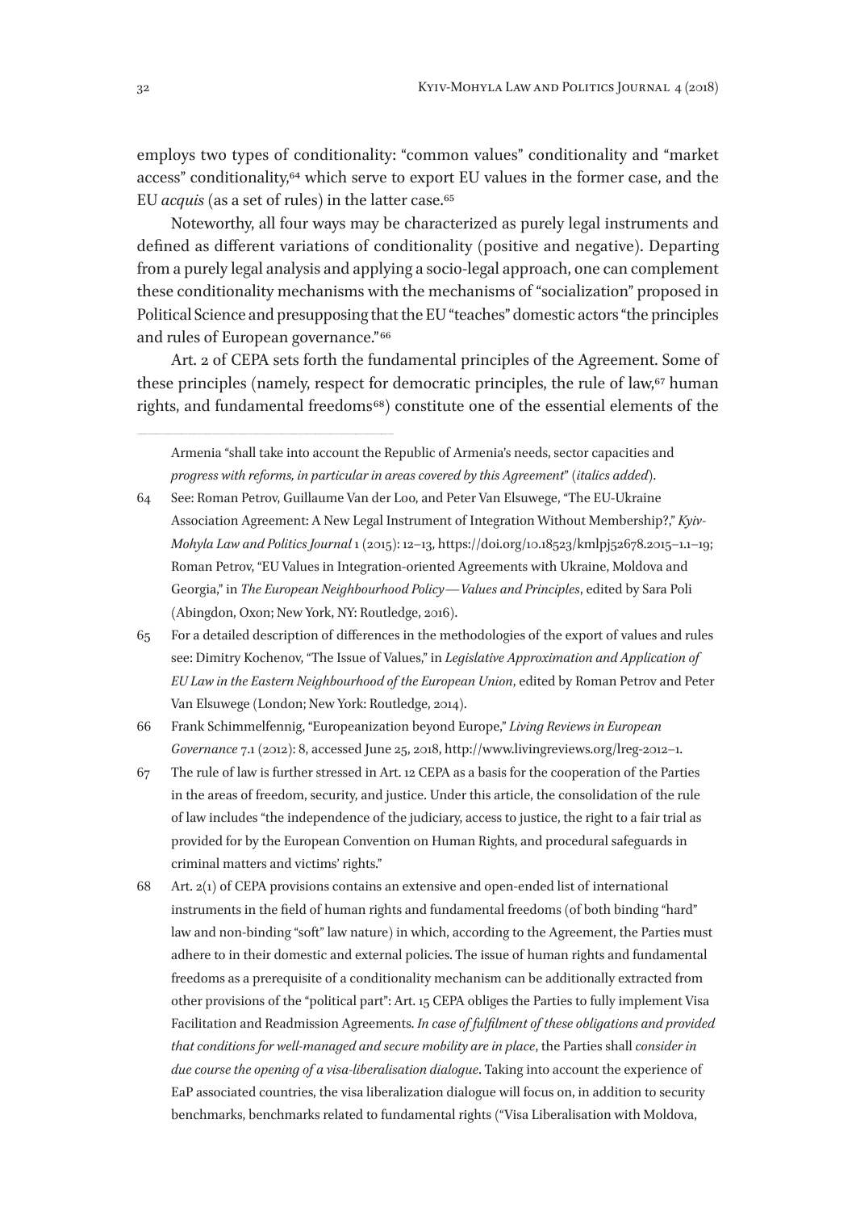employs two types of conditionality: "common values" conditionality and "market access" conditionality,[64] which serve to export EU values in the former case, and the EU *acquis* (as a set of rules) in the latter case.[65]

Noteworthy, all four ways may be characterized as purely legal instruments and defined as different variations of conditionality (positive and negative). Departing from a purely legal analysis and applying a socio-legal approach, one can complement these conditionality mechanisms with the mechanisms of "socialization" proposed in Political Science and presupposing that the EU "teaches" domestic actors "the principles and rules of European governance."[66]

Art. 2 of CEPA sets forth the fundamental principles of the Agreement. Some of these principles (namely, respect for democratic principles, the rule of law,[67] human rights, and fundamental freedoms[68]) constitute one of the essential elements of the

---

Armenia "shall take into account the Republic of Armenia's needs, sector capacities and *progress with reforms, in particular in areas covered by this Agreement*" (*italics added*).

64 See: Roman Petrov, Guillaume Van der Loo, and Peter Van Elsuwege, "The EU-Ukraine Association Agreement: A New Legal Instrument of Integration Without Membership?," *Kyiv-Mohyla Law and Politics Journal* 1 (2015): 12–13, https://doi.org/10.18523/kmlpj52678.2015–1.1–19; Roman Petrov, "EU Values in Integration-oriented Agreements with Ukraine, Moldova and Georgia," in *The European Neighbourhood Policy—Values and Principles*, edited by Sara Poli (Abingdon, Oxon; New York, NY: Routledge, 2016).

65 For a detailed description of differences in the methodologies of the export of values and rules see: Dimitry Kochenov, "The Issue of Values," in *Legislative Approximation and Application of EU Law in the Eastern Neighbourhood of the European Union*, edited by Roman Petrov and Peter Van Elsuwege (London; New York: Routledge, 2014).

66 Frank Schimmelfennig, "Europeanization beyond Europe," *Living Reviews in European Governance* 7.1 (2012): 8, accessed June 25, 2018, http://www.livingreviews.org/lreg-2012–1.

67 The rule of law is further stressed in Art. 12 CEPA as a basis for the cooperation of the Parties in the areas of freedom, security, and justice. Under this article, the consolidation of the rule of law includes "the independence of the judiciary, access to justice, the right to a fair trial as provided for by the European Convention on Human Rights, and procedural safeguards in criminal matters and victims' rights."

68 Art. 2(1) of CEPA provisions contains an extensive and open-ended list of international instruments in the field of human rights and fundamental freedoms (of both binding "hard" law and non-binding "soft" law nature) in which, according to the Agreement, the Parties must adhere to in their domestic and external policies. The issue of human rights and fundamental freedoms as a prerequisite of a conditionality mechanism can be additionally extracted from other provisions of the "political part": Art. 15 CEPA obliges the Parties to fully implement Visa Facilitation and Readmission Agreements. *In case of fulfilment of these obligations and provided that conditions for well-managed and secure mobility are in place*, the Parties shall *consider in due course the opening of a visa-liberalisation dialogue*. Taking into account the experience of EaP associated countries, the visa liberalization dialogue will focus on, in addition to security benchmarks, benchmarks related to fundamental rights ("Visa Liberalisation with Moldova,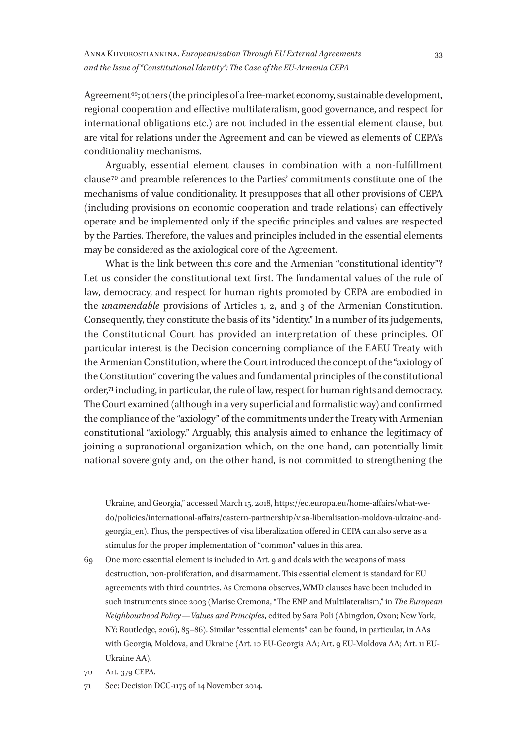Agreement[69]; others (the principles of a free-market economy, sustainable development, regional cooperation and effective multilateralism, good governance, and respect for international obligations etc.) are not included in the essential element clause, but are vital for relations under the Agreement and can be viewed as elements of CEPA's conditionality mechanisms.

Arguably, essential element clauses in combination with a non-fulfillment clause[70] and preamble references to the Parties' commitments constitute one of the mechanisms of value conditionality. It presupposes that all other provisions of CEPA (including provisions on economic cooperation and trade relations) can effectively operate and be implemented only if the specific principles and values are respected by the Parties. Therefore, the values and principles included in the essential elements may be considered as the axiological core of the Agreement.

What is the link between this core and the Armenian "constitutional identity"? Let us consider the constitutional text first. The fundamental values of the rule of law, democracy, and respect for human rights promoted by CEPA are embodied in the *unamendable* provisions of Articles 1, 2, and 3 of the Armenian Constitution. Consequently, they constitute the basis of its "identity." In a number of its judgements, the Constitutional Court has provided an interpretation of these principles. Of particular interest is the Decision concerning compliance of the EAEU Treaty with the Armenian Constitution, where the Court introduced the concept of the "axiology of the Constitution" covering the values and fundamental principles of the constitutional order,[71] including, in particular, the rule of law, respect for human rights and democracy. The Court examined (although in a very superficial and formalistic way) and confirmed the compliance of the "axiology" of the commitments under the Treaty with Armenian constitutional "axiology." Arguably, this analysis aimed to enhance the legitimacy of joining a supranational organization which, on the one hand, can potentially limit national sovereignty and, on the other hand, is not committed to strengthening the

---

Ukraine, and Georgia," accessed March 15, 2018, https://ec.europa.eu/home-affairs/what-we-do/policies/international-affairs/eastern-partnership/visa-liberalisation-moldova-ukraine-and-georgia_en). Thus, the perspectives of visa liberalization offered in CEPA can also serve as a stimulus for the proper implementation of "common" values in this area.

69 One more essential element is included in Art. 9 and deals with the weapons of mass destruction, non-proliferation, and disarmament. This essential element is standard for EU agreements with third countries. As Cremona observes, WMD clauses have been included in such instruments since 2003 (Marise Cremona, "The ENP and Multilateralism," in *The European Neighbourhood Policy — Values and Principles*, edited by Sara Poli (Abingdon, Oxon; New York, NY: Routledge, 2016), 85–86). Similar "essential elements" can be found, in particular, in AAs with Georgia, Moldova, and Ukraine (Art. 10 EU-Georgia AA; Art. 9 EU-Moldova AA; Art. 11 EU-Ukraine AA).

70 Art. 379 CEPA.

71 See: Decision DCC-1175 of 14 November 2014.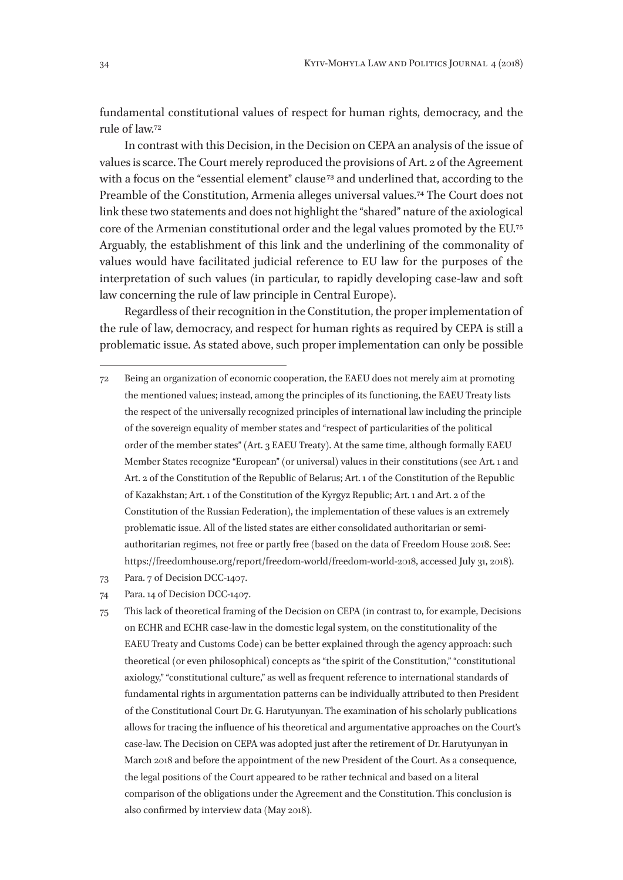fundamental constitutional values of respect for human rights, democracy, and the rule of law.[72]

In contrast with this Decision, in the Decision on CEPA an analysis of the issue of values is scarce. The Court merely reproduced the provisions of Art. 2 of the Agreement with a focus on the "essential element" clause[73] and underlined that, according to the Preamble of the Constitution, Armenia alleges universal values.[74] The Court does not link these two statements and does not highlight the "shared" nature of the axiological core of the Armenian constitutional order and the legal values promoted by the EU.[75] Arguably, the establishment of this link and the underlining of the commonality of values would have facilitated judicial reference to EU law for the purposes of the interpretation of such values (in particular, to rapidly developing case-law and soft law concerning the rule of law principle in Central Europe).

Regardless of their recognition in the Constitution, the proper implementation of the rule of law, democracy, and respect for human rights as required by CEPA is still a problematic issue. As stated above, such proper implementation can only be possible

---

72 Being an organization of economic cooperation, the EAEU does not merely aim at promoting the mentioned values; instead, among the principles of its functioning, the EAEU Treaty lists the respect of the universally recognized principles of international law including the principle of the sovereign equality of member states and "respect of particularities of the political order of the member states" (Art. 3 EAEU Treaty). At the same time, although formally EAEU Member States recognize "European" (or universal) values in their constitutions (see Art. 1 and Art. 2 of the Constitution of the Republic of Belarus; Art. 1 of the Constitution of the Republic of Kazakhstan; Art. 1 of the Constitution of the Kyrgyz Republic; Art. 1 and Art. 2 of the Constitution of the Russian Federation), the implementation of these values is an extremely problematic issue. All of the listed states are either consolidated authoritarian or semi-authoritarian regimes, not free or partly free (based on the data of Freedom House 2018. See: https://freedomhouse.org/report/freedom-world/freedom-world-2018, accessed July 31, 2018).

73 Para. 7 of Decision DCC-1407.

74 Para. 14 of Decision DCC-1407.

75 This lack of theoretical framing of the Decision on CEPA (in contrast to, for example, Decisions on ECHR and ECHR case-law in the domestic legal system, on the constitutionality of the EAEU Treaty and Customs Code) can be better explained through the agency approach: such theoretical (or even philosophical) concepts as "the spirit of the Constitution," "constitutional axiology," "constitutional culture," as well as frequent reference to international standards of fundamental rights in argumentation patterns can be individually attributed to then President of the Constitutional Court Dr. G. Harutyunyan. The examination of his scholarly publications allows for tracing the influence of his theoretical and argumentative approaches on the Court's case-law. The Decision on CEPA was adopted just after the retirement of Dr. Harutyunyan in March 2018 and before the appointment of the new President of the Court. As a consequence, the legal positions of the Court appeared to be rather technical and based on a literal comparison of the obligations under the Agreement and the Constitution. This conclusion is also confirmed by interview data (May 2018).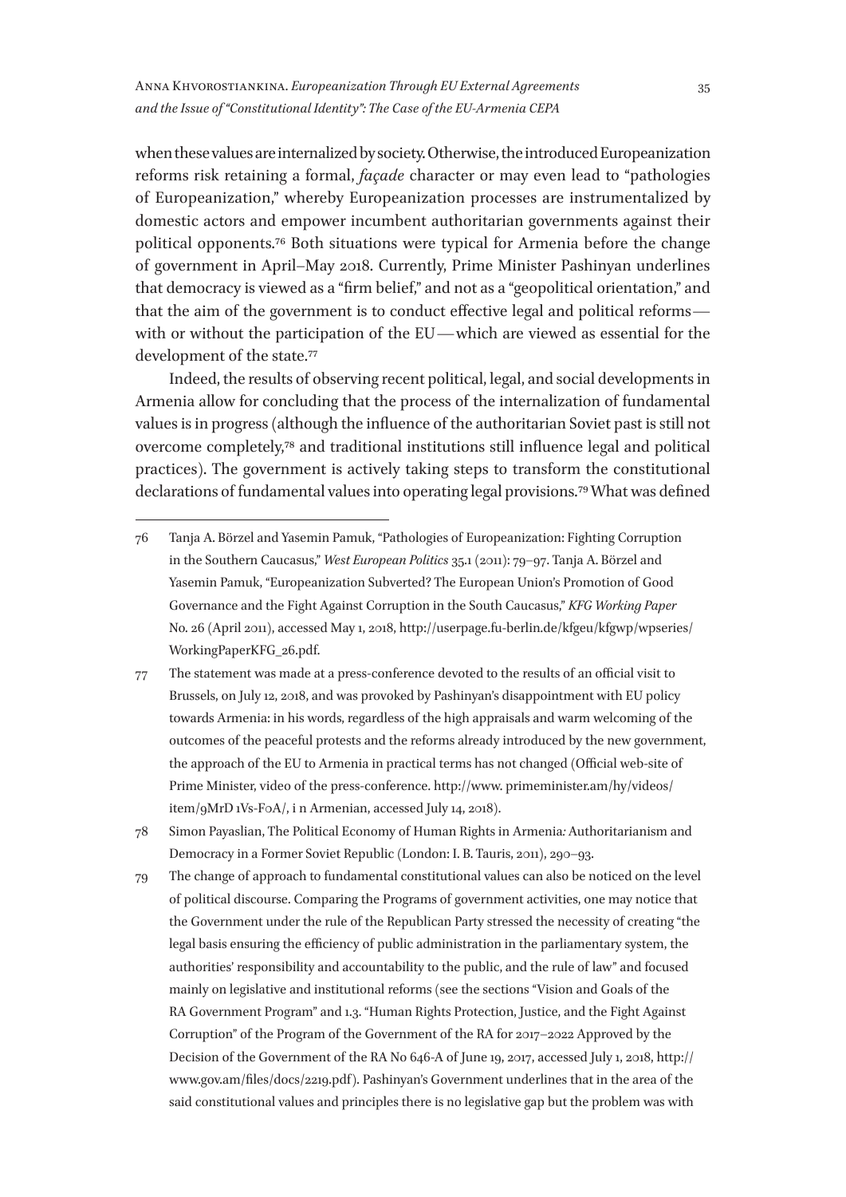when these values are internalized by society. Otherwise, the introduced Europeanization reforms risk retaining a formal, *façade* character or may even lead to "pathologies of Europeanization," whereby Europeanization processes are instrumentalized by domestic actors and empower incumbent authoritarian governments against their political opponents.[76] Both situations were typical for Armenia before the change of government in April–May 2018. Currently, Prime Minister Pashinyan underlines that democracy is viewed as a "firm belief," and not as a "geopolitical orientation," and that the aim of the government is to conduct effective legal and political reforms—with or without the participation of the EU—which are viewed as essential for the development of the state.[77]

Indeed, the results of observing recent political, legal, and social developments in Armenia allow for concluding that the process of the internalization of fundamental values is in progress (although the influence of the authoritarian Soviet past is still not overcome completely,[78] and traditional institutions still influence legal and political practices). The government is actively taking steps to transform the constitutional declarations of fundamental values into operating legal provisions.[79] What was defined

---

76 Tanja A. Börzel and Yasemin Pamuk, "Pathologies of Europeanization: Fighting Corruption in the Southern Caucasus," *West European Politics* 35.1 (2011): 79–97. Tanja A. Börzel and Yasemin Pamuk, "Europeanization Subverted? The European Union's Promotion of Good Governance and the Fight Against Corruption in the South Caucasus," *KFG Working Paper* No. 26 (April 2011), accessed May 1, 2018, http://userpage.fu-berlin.de/kfgeu/kfgwp/wpseries/WorkingPaperKFG_26.pdf.

77 The statement was made at a press-conference devoted to the results of an official visit to Brussels, on July 12, 2018, and was provoked by Pashinyan's disappointment with EU policy towards Armenia: in his words, regardless of the high appraisals and warm welcoming of the outcomes of the peaceful protests and the reforms already introduced by the new government, the approach of the EU to Armenia in practical terms has not changed (Official web-site of Prime Minister, video of the press-conference. http://www. primeminister.am/hy/videos/item/9MrD 1Vs-F0A/, i n Armenian, accessed July 14, 2018).

78 Simon Payaslian, The Political Economy of Human Rights in Armenia*:* Authoritarianism and Democracy in a Former Soviet Republic (London: I. B. Tauris, 2011), 290–93.

79 The change of approach to fundamental constitutional values can also be noticed on the level of political discourse. Comparing the Programs of government activities, one may notice that the Government under the rule of the Republican Party stressed the necessity of creating "the legal basis ensuring the efficiency of public administration in the parliamentary system, the authorities' responsibility and accountability to the public, and the rule of law" and focused mainly on legislative and institutional reforms (see the sections "Vision and Goals of the RA Government Program" and 1.3. "Human Rights Protection, Justice, and the Fight Against Corruption" of the Program of the Government of the RA for 2017–2022 Approved by the Decision of the Government of the RA No 646-A of June 19, 2017, accessed July 1, 2018, http://www.gov.am/files/docs/2219.pdf). Pashinyan's Government underlines that in the area of the said constitutional values and principles there is no legislative gap but the problem was with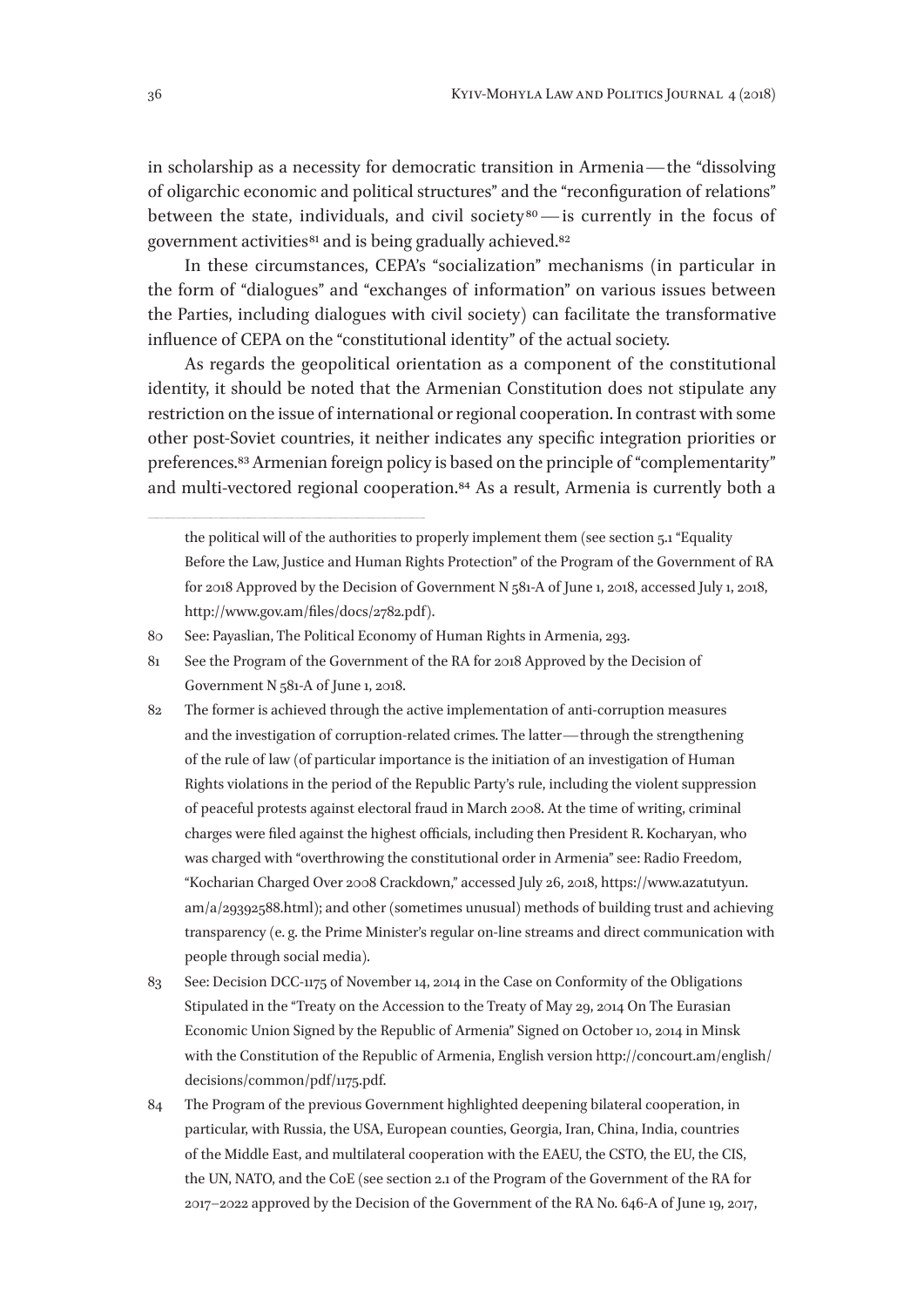in scholarship as a necessity for democratic transition in Armenia — the "dissolving of oligarchic economic and political structures" and the "reconfiguration of relations" between the state, individuals, and civil society[80] — is currently in the focus of government activities[81] and is being gradually achieved.[82]

In these circumstances, CEPA's "socialization" mechanisms (in particular in the form of "dialogues" and "exchanges of information" on various issues between the Parties, including dialogues with civil society) can facilitate the transformative influence of CEPA on the "constitutional identity" of the actual society.

As regards the geopolitical orientation as a component of the constitutional identity, it should be noted that the Armenian Constitution does not stipulate any restriction on the issue of international or regional cooperation. In contrast with some other post-Soviet countries, it neither indicates any specific integration priorities or preferences.[83] Armenian foreign policy is based on the principle of "complementarity" and multi-vectored regional cooperation.[84] As a result, Armenia is currently both a

---

the political will of the authorities to properly implement them (see section 5.1 "Equality Before the Law, Justice and Human Rights Protection" of the Program of the Government of RA for 2018 Approved by the Decision of Government N 581-A of June 1, 2018, accessed July 1, 2018, http://www.gov.am/files/docs/2782.pdf).

80 See: Payaslian, The Political Economy of Human Rights in Armenia, 293.

81 See the Program of the Government of the RA for 2018 Approved by the Decision of Government N 581-A of June 1, 2018.

82 The former is achieved through the active implementation of anti-corruption measures and the investigation of corruption-related crimes. The latter — through the strengthening of the rule of law (of particular importance is the initiation of an investigation of Human Rights violations in the period of the Republic Party's rule, including the violent suppression of peaceful protests against electoral fraud in March 2008. At the time of writing, criminal charges were filed against the highest officials, including then President R. Kocharyan, who was charged with "overthrowing the constitutional order in Armenia" see: Radio Freedom, "Kocharian Charged Over 2008 Crackdown," accessed July 26, 2018, https://www.azatutyun.am/a/29392588.html); and other (sometimes unusual) methods of building trust and achieving transparency (e. g. the Prime Minister's regular on-line streams and direct communication with people through social media).

83 See: Decision DCC-1175 of November 14, 2014 in the Case on Conformity of the Obligations Stipulated in the "Treaty on the Accession to the Treaty of May 29, 2014 On The Eurasian Economic Union Signed by the Republic of Armenia" Signed on October 10, 2014 in Minsk with the Constitution of the Republic of Armenia, English version http://concourt.am/english/decisions/common/pdf/1175.pdf.

84 The Program of the previous Government highlighted deepening bilateral cooperation, in particular, with Russia, the USA, European counties, Georgia, Iran, China, India, countries of the Middle East, and multilateral cooperation with the EAEU, the CSTO, the EU, the CIS, the UN, NATO, and the CoE (see section 2.1 of the Program of the Government of the RA for 2017–2022 approved by the Decision of the Government of the RA No. 646-A of June 19, 2017,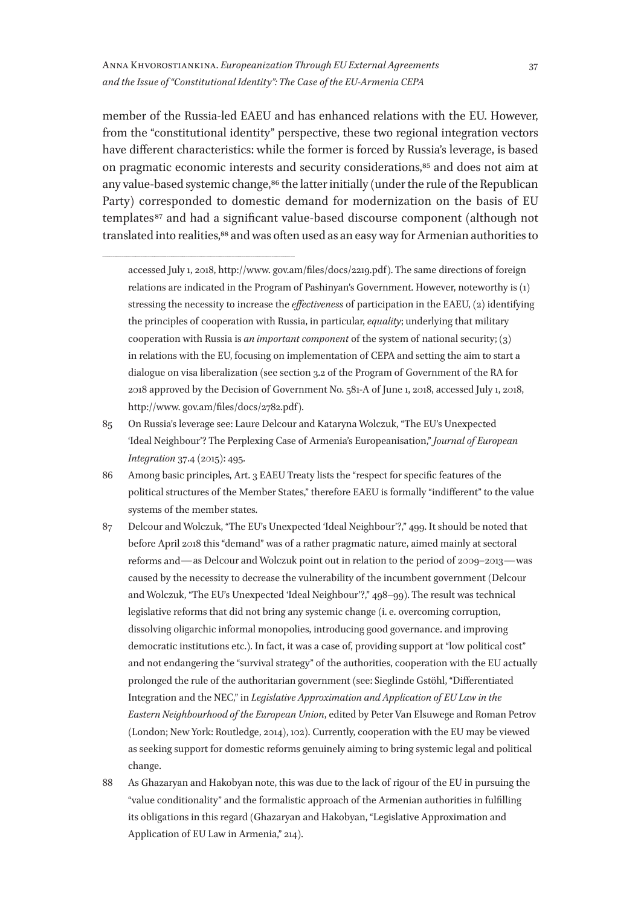member of the Russia-led EAEU and has enhanced relations with the EU. However, from the "constitutional identity" perspective, these two regional integration vectors have different characteristics: while the former is forced by Russia's leverage, is based on pragmatic economic interests and security considerations,[85] and does not aim at any value-based systemic change,[86] the latter initially (under the rule of the Republican Party) corresponded to domestic demand for modernization on the basis of EU templates[87] and had a significant value-based discourse component (although not translated into realities,[88] and was often used as an easy way for Armenian authorities to

---

accessed July 1, 2018, http://www. gov.am/files/docs/2219.pdf). The same directions of foreign relations are indicated in the Program of Pashinyan's Government. However, noteworthy is (1) stressing the necessity to increase the *effectiveness* of participation in the EAEU, (2) identifying the principles of cooperation with Russia, in particular, *equality*; underlying that military cooperation with Russia is *an important component* of the system of national security; (3) in relations with the EU, focusing on implementation of CEPA and setting the aim to start a dialogue on visa liberalization (see section 3.2 of the Program of Government of the RA for 2018 approved by the Decision of Government No. 581-A of June 1, 2018, accessed July 1, 2018, http://www. gov.am/files/docs/2782.pdf).

85 On Russia's leverage see: Laure Delcour and Kataryna Wolczuk, "The EU's Unexpected 'Ideal Neighbour'? The Perplexing Case of Armenia's Europeanisation," *Journal of European Integration* 37.4 (2015): 495.

86 Among basic principles, Art. 3 EAEU Treaty lists the "respect for specific features of the political structures of the Member States," therefore EAEU is formally "indifferent" to the value systems of the member states.

87 Delcour and Wolczuk, "The EU's Unexpected 'Ideal Neighbour'?," 499. It should be noted that before April 2018 this "demand" was of a rather pragmatic nature, aimed mainly at sectoral reforms and — as Delcour and Wolczuk point out in relation to the period of 2009–2013 — was caused by the necessity to decrease the vulnerability of the incumbent government (Delcour and Wolczuk, "The EU's Unexpected 'Ideal Neighbour'?," 498–99). The result was technical legislative reforms that did not bring any systemic change (i. e. overcoming corruption, dissolving oligarchic informal monopolies, introducing good governance. and improving democratic institutions etc.). In fact, it was a case of, providing support at "low political cost" and not endangering the "survival strategy" of the authorities, cooperation with the EU actually prolonged the rule of the authoritarian government (see: Sieglinde Gstöhl, "Differentiated Integration and the NEC," in *Legislative Approximation and Application of EU Law in the Eastern Neighbourhood of the European Union*, edited by Peter Van Elsuwege and Roman Petrov (London; New York: Routledge, 2014), 102). Currently, cooperation with the EU may be viewed as seeking support for domestic reforms genuinely aiming to bring systemic legal and political change.

88 As Ghazaryan and Hakobyan note, this was due to the lack of rigour of the EU in pursuing the "value conditionality" and the formalistic approach of the Armenian authorities in fulfilling its obligations in this regard (Ghazaryan and Hakobyan, "Legislative Approximation and Application of EU Law in Armenia," 214).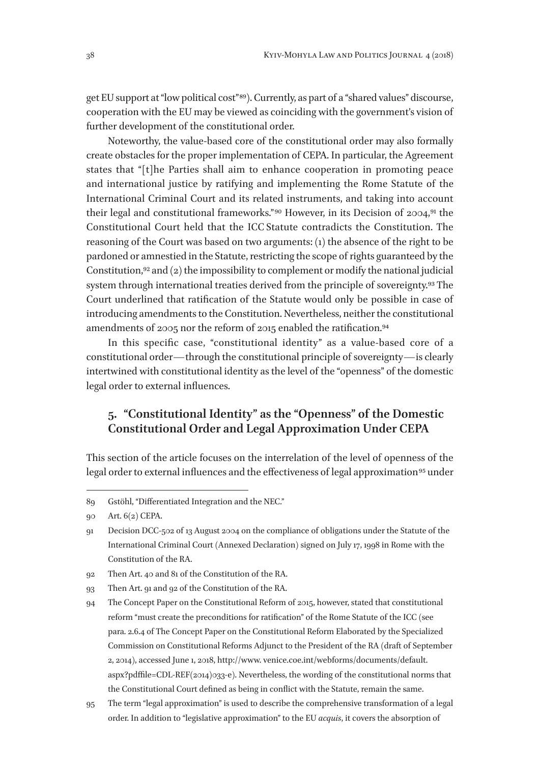get EU support at "low political cost"[89]). Currently, as part of a "shared values" discourse, cooperation with the EU may be viewed as coinciding with the government's vision of further development of the constitutional order.

Noteworthy, the value-based core of the constitutional order may also formally create obstacles for the proper implementation of CEPA. In particular, the Agreement states that "[t]he Parties shall aim to enhance cooperation in promoting peace and international justice by ratifying and implementing the Rome Statute of the International Criminal Court and its related instruments, and taking into account their legal and constitutional frameworks."[90] However, in its Decision of 2004,[91] the Constitutional Court held that the ICC Statute contradicts the Constitution. The reasoning of the Court was based on two arguments: (1) the absence of the right to be pardoned or amnestied in the Statute, restricting the scope of rights guaranteed by the Constitution,[92] and (2) the impossibility to complement or modify the national judicial system through international treaties derived from the principle of sovereignty.[93] The Court underlined that ratification of the Statute would only be possible in case of introducing amendments to the Constitution. Nevertheless, neither the constitutional amendments of 2005 nor the reform of 2015 enabled the ratification.[94]

In this specific case, "constitutional identity" as a value-based core of a constitutional order—through the constitutional principle of sovereignty—is clearly intertwined with constitutional identity as the level of the "openness" of the domestic legal order to external influences.

## 5. "Constitutional Identity" as the "Openness" of the Domestic Constitutional Order and Legal Approximation Under CEPA

This section of the article focuses on the interrelation of the level of openness of the legal order to external influences and the effectiveness of legal approximation[95] under

---

89 Gstöhl, "Differentiated Integration and the NEC."

90 Art. 6(2) CEPA.

91 Decision DCC-502 of 13 August 2004 on the compliance of obligations under the Statute of the International Criminal Court (Annexed Declaration) signed on July 17, 1998 in Rome with the Constitution of the RA.

92 Then Art. 40 and 81 of the Constitution of the RA.

93 Then Art. 91 and 92 of the Constitution of the RA.

94 The Concept Paper on the Constitutional Reform of 2015, however, stated that constitutional reform "must create the preconditions for ratification" of the Rome Statute of the ICC (see para. 2.6.4 of The Concept Paper on the Constitutional Reform Elaborated by the Specialized Commission on Constitutional Reforms Adjunct to the President of the RA (draft of September 2, 2014), accessed June 1, 2018, http://www.venice.coe.int/webforms/documents/default.aspx?pdffile=CDL-REF(2014)033-e). Nevertheless, the wording of the constitutional norms that the Constitutional Court defined as being in conflict with the Statute, remain the same.

95 The term "legal approximation" is used to describe the comprehensive transformation of a legal order. In addition to "legislative approximation" to the EU *acquis*, it covers the absorption of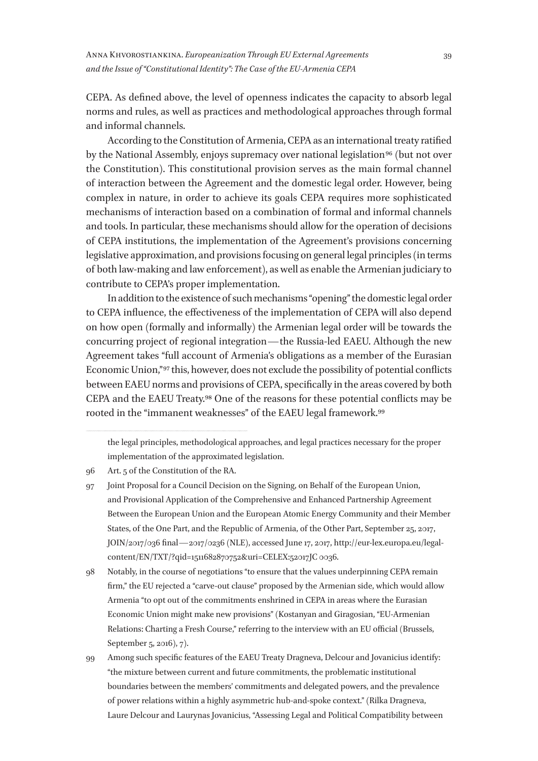CEPA. As defined above, the level of openness indicates the capacity to absorb legal norms and rules, as well as practices and methodological approaches through formal and informal channels.

According to the Constitution of Armenia, CEPA as an international treaty ratified by the National Assembly, enjoys supremacy over national legislation[96] (but not over the Constitution). This constitutional provision serves as the main formal channel of interaction between the Agreement and the domestic legal order. However, being complex in nature, in order to achieve its goals CEPA requires more sophisticated mechanisms of interaction based on a combination of formal and informal channels and tools. In particular, these mechanisms should allow for the operation of decisions of CEPA institutions, the implementation of the Agreement's provisions concerning legislative approximation, and provisions focusing on general legal principles (in terms of both law-making and law enforcement), as well as enable the Armenian judiciary to contribute to CEPA's proper implementation.

In addition to the existence of such mechanisms "opening" the domestic legal order to CEPA influence, the effectiveness of the implementation of CEPA will also depend on how open (formally and informally) the Armenian legal order will be towards the concurring project of regional integration — the Russia-led EAEU. Although the new Agreement takes "full account of Armenia's obligations as a member of the Eurasian Economic Union,"[97] this, however, does not exclude the possibility of potential conflicts between EAEU norms and provisions of CEPA, specifically in the areas covered by both CEPA and the EAEU Treaty.[98] One of the reasons for these potential conflicts may be rooted in the "immanent weaknesses" of the EAEU legal framework.[99]

---

the legal principles, methodological approaches, and legal practices necessary for the proper implementation of the approximated legislation.

96 Art. 5 of the Constitution of the RA.

97 Joint Proposal for a Council Decision on the Signing, on Behalf of the European Union, and Provisional Application of the Comprehensive and Enhanced Partnership Agreement Between the European Union and the European Atomic Energy Community and their Member States, of the One Part, and the Republic of Armenia, of the Other Part, September 25, 2017, JOIN/2017/036 final — 2017/0236 (NLE), accessed June 17, 2017, http://eur-lex.europa.eu/legal-content/EN/TXT/?qid=1511682870752&uri=CELEX:52017JC 0036.

98 Notably, in the course of negotiations "to ensure that the values underpinning CEPA remain firm," the EU rejected a "carve-out clause" proposed by the Armenian side, which would allow Armenia "to opt out of the commitments enshrined in CEPA in areas where the Eurasian Economic Union might make new provisions" (Kostanyan and Giragosian, "EU-Armenian Relations: Charting a Fresh Course," referring to the interview with an EU official (Brussels, September 5, 2016), 7).

99 Among such specific features of the EAEU Treaty Dragneva, Delcour and Jovanicius identify: "the mixture between current and future commitments, the problematic institutional boundaries between the members' commitments and delegated powers, and the prevalence of power relations within a highly asymmetric hub-and-spoke context." (Rilka Dragneva, Laure Delcour and Laurynas Jovanicius, "Assessing Legal and Political Compatibility between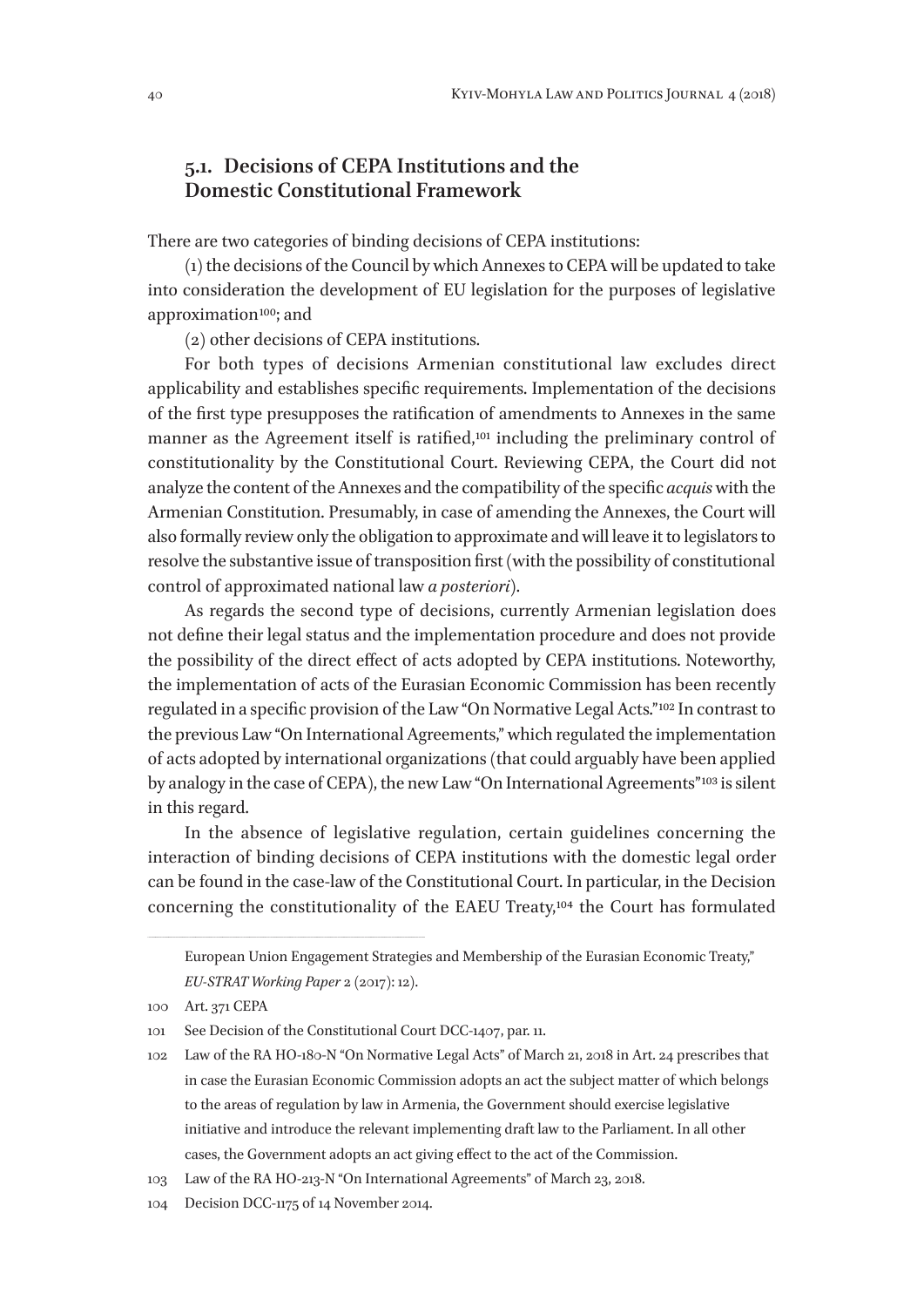### 5.1. Decisions of CEPA Institutions and the Domestic Constitutional Framework

There are two categories of binding decisions of CEPA institutions:

(1) the decisions of the Council by which Annexes to CEPA will be updated to take into consideration the development of EU legislation for the purposes of legislative approximation[100]; and

(2) other decisions of CEPA institutions.

For both types of decisions Armenian constitutional law excludes direct applicability and establishes specific requirements. Implementation of the decisions of the first type presupposes the ratification of amendments to Annexes in the same manner as the Agreement itself is ratified,[101] including the preliminary control of constitutionality by the Constitutional Court. Reviewing CEPA, the Court did not analyze the content of the Annexes and the compatibility of the specific *acquis* with the Armenian Constitution. Presumably, in case of amending the Annexes, the Court will also formally review only the obligation to approximate and will leave it to legislators to resolve the substantive issue of transposition first (with the possibility of constitutional control of approximated national law *a posteriori*).

As regards the second type of decisions, currently Armenian legislation does not define their legal status and the implementation procedure and does not provide the possibility of the direct effect of acts adopted by CEPA institutions. Noteworthy, the implementation of acts of the Eurasian Economic Commission has been recently regulated in a specific provision of the Law "On Normative Legal Acts."[102] In contrast to the previous Law "On International Agreements," which regulated the implementation of acts adopted by international organizations (that could arguably have been applied by analogy in the case of CEPA), the new Law "On International Agreements"[103] is silent in this regard.

In the absence of legislative regulation, certain guidelines concerning the interaction of binding decisions of CEPA institutions with the domestic legal order can be found in the case-law of the Constitutional Court. In particular, in the Decision concerning the constitutionality of the EAEU Treaty,[104] the Court has formulated

---

European Union Engagement Strategies and Membership of the Eurasian Economic Treaty," *EU-STRAT Working Paper* 2 (2017): 12).

100 Art. 371 CEPA

101 See Decision of the Constitutional Court DCC-1407, par. 11.

102 Law of the RA HO-180-N "On Normative Legal Acts" of March 21, 2018 in Art. 24 prescribes that in case the Eurasian Economic Commission adopts an act the subject matter of which belongs to the areas of regulation by law in Armenia, the Government should exercise legislative initiative and introduce the relevant implementing draft law to the Parliament. In all other cases, the Government adopts an act giving effect to the act of the Commission.

103 Law of the RA HO-213-N "On International Agreements" of March 23, 2018.

104 Decision DCC-1175 of 14 November 2014.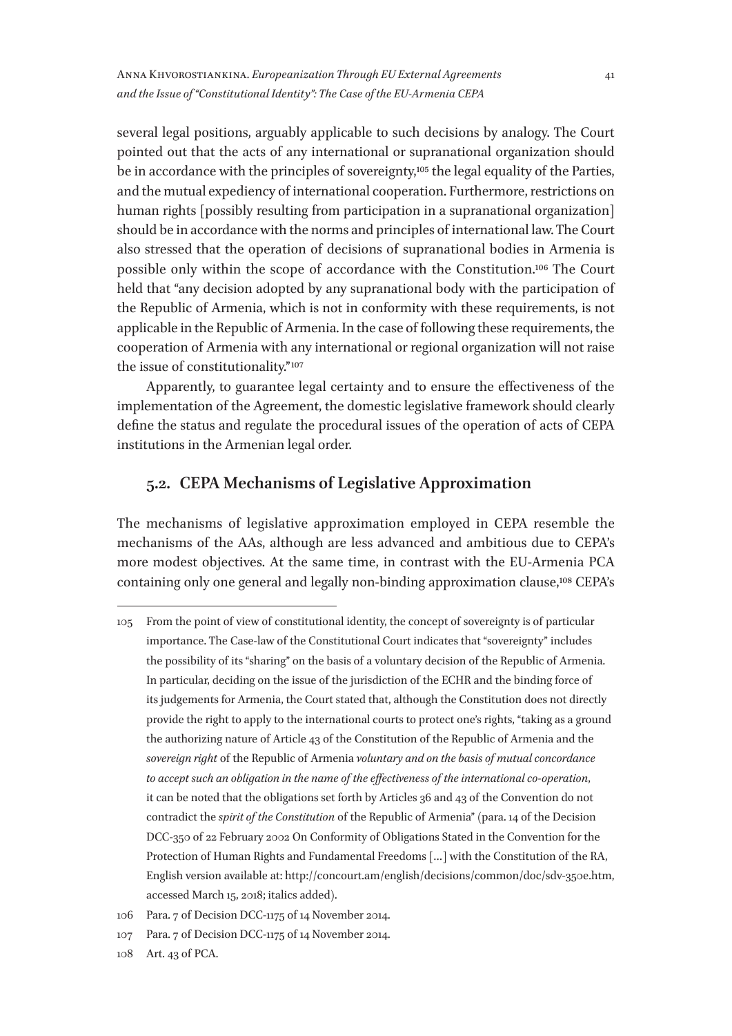several legal positions, arguably applicable to such decisions by analogy. The Court pointed out that the acts of any international or supranational organization should be in accordance with the principles of sovereignty,[105] the legal equality of the Parties, and the mutual expediency of international cooperation. Furthermore, restrictions on human rights [possibly resulting from participation in a supranational organization] should be in accordance with the norms and principles of international law. The Court also stressed that the operation of decisions of supranational bodies in Armenia is possible only within the scope of accordance with the Constitution.[106] The Court held that "any decision adopted by any supranational body with the participation of the Republic of Armenia, which is not in conformity with these requirements, is not applicable in the Republic of Armenia. In the case of following these requirements, the cooperation of Armenia with any international or regional organization will not raise the issue of constitutionality."[107]

Apparently, to guarantee legal certainty and to ensure the effectiveness of the implementation of the Agreement, the domestic legislative framework should clearly define the status and regulate the procedural issues of the operation of acts of CEPA institutions in the Armenian legal order.

## 5.2. CEPA Mechanisms of Legislative Approximation

The mechanisms of legislative approximation employed in CEPA resemble the mechanisms of the AAs, although are less advanced and ambitious due to CEPA's more modest objectives. At the same time, in contrast with the EU-Armenia PCA containing only one general and legally non-binding approximation clause,[108] CEPA's

---

105 From the point of view of constitutional identity, the concept of sovereignty is of particular importance. The Case-law of the Constitutional Court indicates that "sovereignty" includes the possibility of its "sharing" on the basis of a voluntary decision of the Republic of Armenia. In particular, deciding on the issue of the jurisdiction of the ECHR and the binding force of its judgements for Armenia, the Court stated that, although the Constitution does not directly provide the right to apply to the international courts to protect one's rights, "taking as a ground the authorizing nature of Article 43 of the Constitution of the Republic of Armenia and the *sovereign right* of the Republic of Armenia *voluntary and on the basis of mutual concordance to accept such an obligation in the name of the effectiveness of the international co-operation*, it can be noted that the obligations set forth by Articles 36 and 43 of the Convention do not contradict the *spirit of the Constitution* of the Republic of Armenia" (para. 14 of the Decision DCC-350 of 22 February 2002 On Conformity of Obligations Stated in the Convention for the Protection of Human Rights and Fundamental Freedoms […] with the Constitution of the RA, English version available at: http://concourt.am/english/decisions/common/doc/sdv-350e.htm, accessed March 15, 2018; italics added).

106 Para. 7 of Decision DCC-1175 of 14 November 2014.

107 Para. 7 of Decision DCC-1175 of 14 November 2014.

108 Art. 43 of PCA.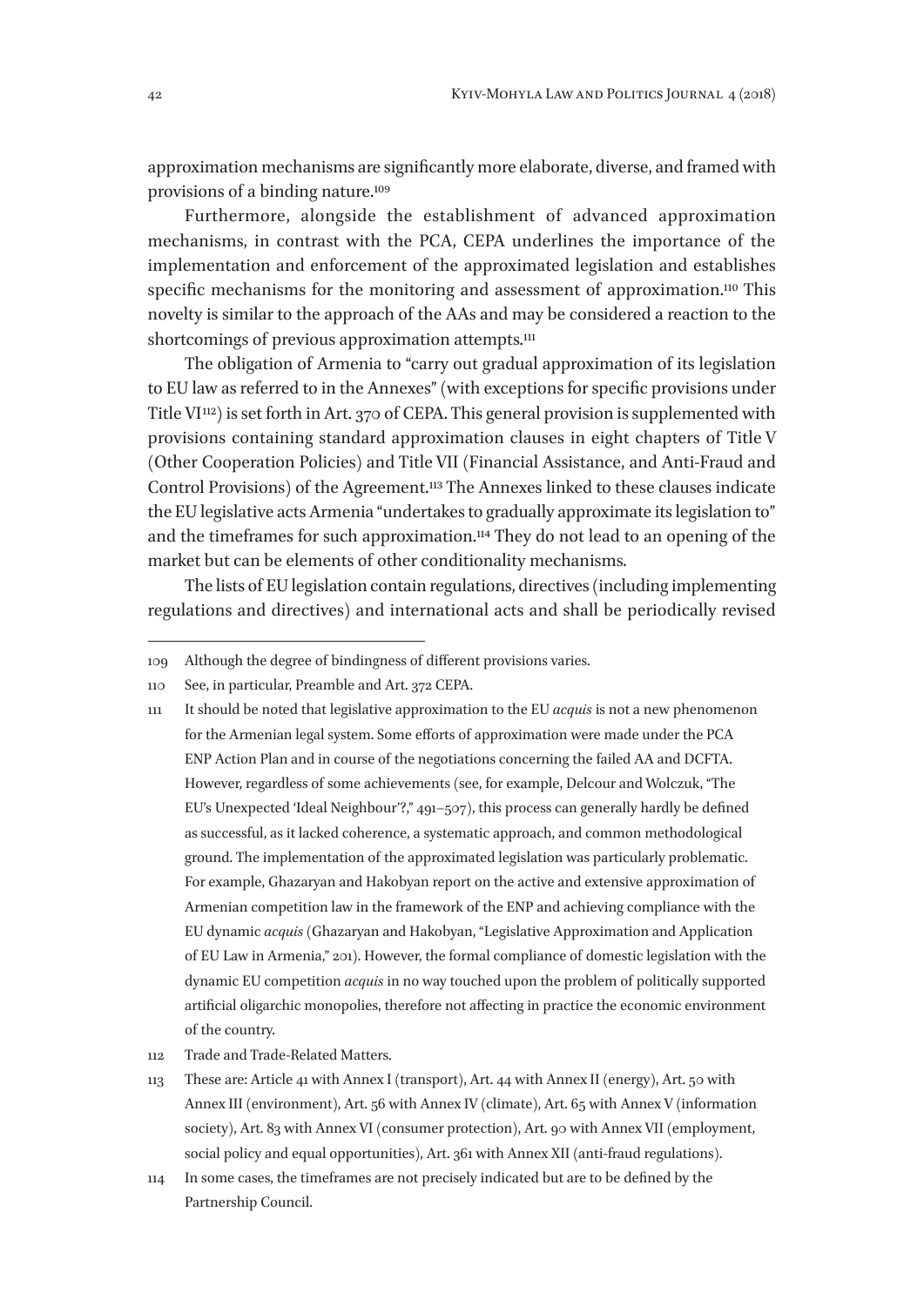approximation mechanisms are significantly more elaborate, diverse, and framed with provisions of a binding nature.[109]

Furthermore, alongside the establishment of advanced approximation mechanisms, in contrast with the PCA, CEPA underlines the importance of the implementation and enforcement of the approximated legislation and establishes specific mechanisms for the monitoring and assessment of approximation.[110] This novelty is similar to the approach of the AAs and may be considered a reaction to the shortcomings of previous approximation attempts.[111]

The obligation of Armenia to "carry out gradual approximation of its legislation to EU law as referred to in the Annexes" (with exceptions for specific provisions under Title VI[112]) is set forth in Art. 370 of CEPA. This general provision is supplemented with provisions containing standard approximation clauses in eight chapters of Title V (Other Cooperation Policies) and Title VII (Financial Assistance, and Anti-Fraud and Control Provisions) of the Agreement.[113] The Annexes linked to these clauses indicate the EU legislative acts Armenia "undertakes to gradually approximate its legislation to" and the timeframes for such approximation.[114] They do not lead to an opening of the market but can be elements of other conditionality mechanisms.

The lists of EU legislation contain regulations, directives (including implementing regulations and directives) and international acts and shall be periodically revised

---

109 Although the degree of bindingness of different provisions varies.

110 See, in particular, Preamble and Art. 372 CEPA.

111 It should be noted that legislative approximation to the EU *acquis* is not a new phenomenon for the Armenian legal system. Some efforts of approximation were made under the PCA ENP Action Plan and in course of the negotiations concerning the failed AA and DCFTA. However, regardless of some achievements (see, for example, Delcour and Wolczuk, "The EU's Unexpected 'Ideal Neighbour'?," 491–507), this process can generally hardly be defined as successful, as it lacked coherence, a systematic approach, and common methodological ground. The implementation of the approximated legislation was particularly problematic. For example, Ghazaryan and Hakobyan report on the active and extensive approximation of Armenian competition law in the framework of the ENP and achieving compliance with the EU dynamic *acquis* (Ghazaryan and Hakobyan, "Legislative Approximation and Application of EU Law in Armenia," 201). However, the formal compliance of domestic legislation with the dynamic EU competition *acquis* in no way touched upon the problem of politically supported artificial oligarchic monopolies, therefore not affecting in practice the economic environment of the country.

112 Trade and Trade-Related Matters.

113 These are: Article 41 with Annex I (transport), Art. 44 with Annex II (energy), Art. 50 with Annex III (environment), Art. 56 with Annex IV (climate), Art. 65 with Annex V (information society), Art. 83 with Annex VI (consumer protection), Art. 90 with Annex VII (employment, social policy and equal opportunities), Art. 361 with Annex XII (anti-fraud regulations).

114 In some cases, the timeframes are not precisely indicated but are to be defined by the Partnership Council.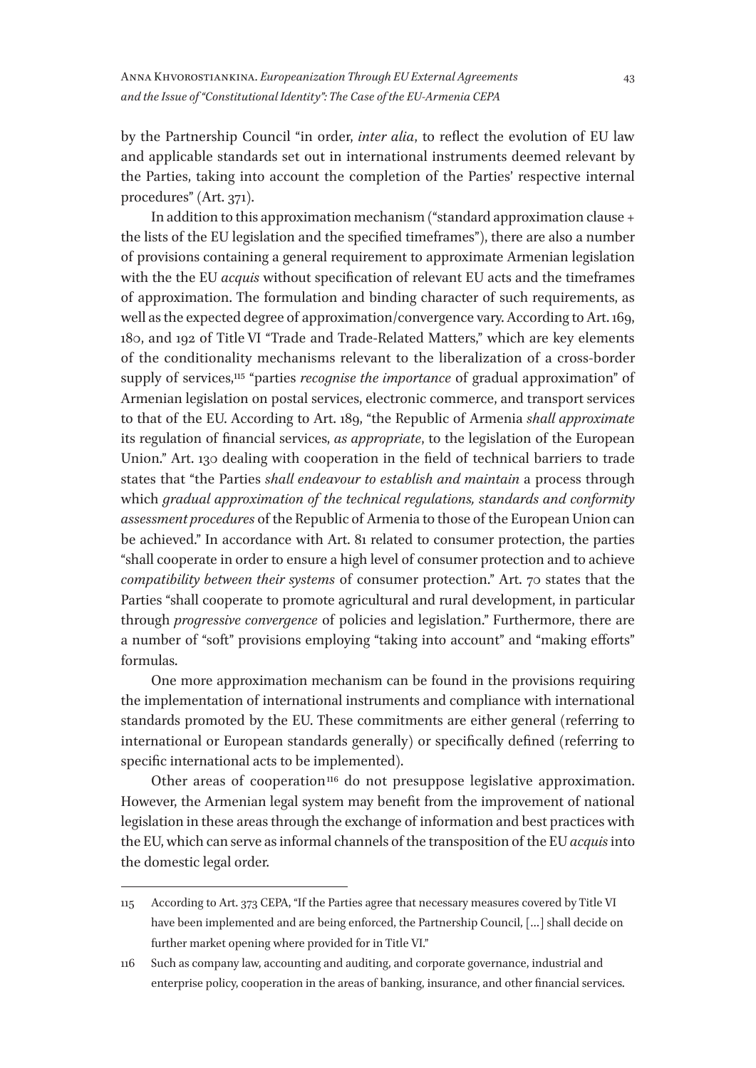by the Partnership Council "in order, *inter alia*, to reflect the evolution of EU law and applicable standards set out in international instruments deemed relevant by the Parties, taking into account the completion of the Parties' respective internal procedures" (Art. 371).

In addition to this approximation mechanism ("standard approximation clause + the lists of the EU legislation and the specified timeframes"), there are also a number of provisions containing a general requirement to approximate Armenian legislation with the the EU *acquis* without specification of relevant EU acts and the timeframes of approximation. The formulation and binding character of such requirements, as well as the expected degree of approximation/convergence vary. According to Art. 169, 180, and 192 of Title VI "Trade and Trade-Related Matters," which are key elements of the conditionality mechanisms relevant to the liberalization of a cross-border supply of services,[115] "parties *recognise the importance* of gradual approximation" of Armenian legislation on postal services, electronic commerce, and transport services to that of the EU. According to Art. 189, "the Republic of Armenia *shall approximate* its regulation of financial services, *as appropriate*, to the legislation of the European Union." Art. 130 dealing with cooperation in the field of technical barriers to trade states that "the Parties *shall endeavour to establish and maintain* a process through which *gradual approximation of the technical regulations, standards and conformity assessment procedures* of the Republic of Armenia to those of the European Union can be achieved." In accordance with Art. 81 related to consumer protection, the parties "shall cooperate in order to ensure a high level of consumer protection and to achieve *compatibility between their systems* of consumer protection." Art. 70 states that the Parties "shall cooperate to promote agricultural and rural development, in particular through *progressive convergence* of policies and legislation." Furthermore, there are a number of "soft" provisions employing "taking into account" and "making efforts" formulas.

One more approximation mechanism can be found in the provisions requiring the implementation of international instruments and compliance with international standards promoted by the EU. These commitments are either general (referring to international or European standards generally) or specifically defined (referring to specific international acts to be implemented).

Other areas of cooperation[116] do not presuppose legislative approximation. However, the Armenian legal system may benefit from the improvement of national legislation in these areas through the exchange of information and best practices with the EU, which can serve as informal channels of the transposition of the EU *acquis* into the domestic legal order.

---

115 According to Art. 373 CEPA, "If the Parties agree that necessary measures covered by Title VI have been implemented and are being enforced, the Partnership Council, [...] shall decide on further market opening where provided for in Title VI."

116 Such as company law, accounting and auditing, and corporate governance, industrial and enterprise policy, cooperation in the areas of banking, insurance, and other financial services.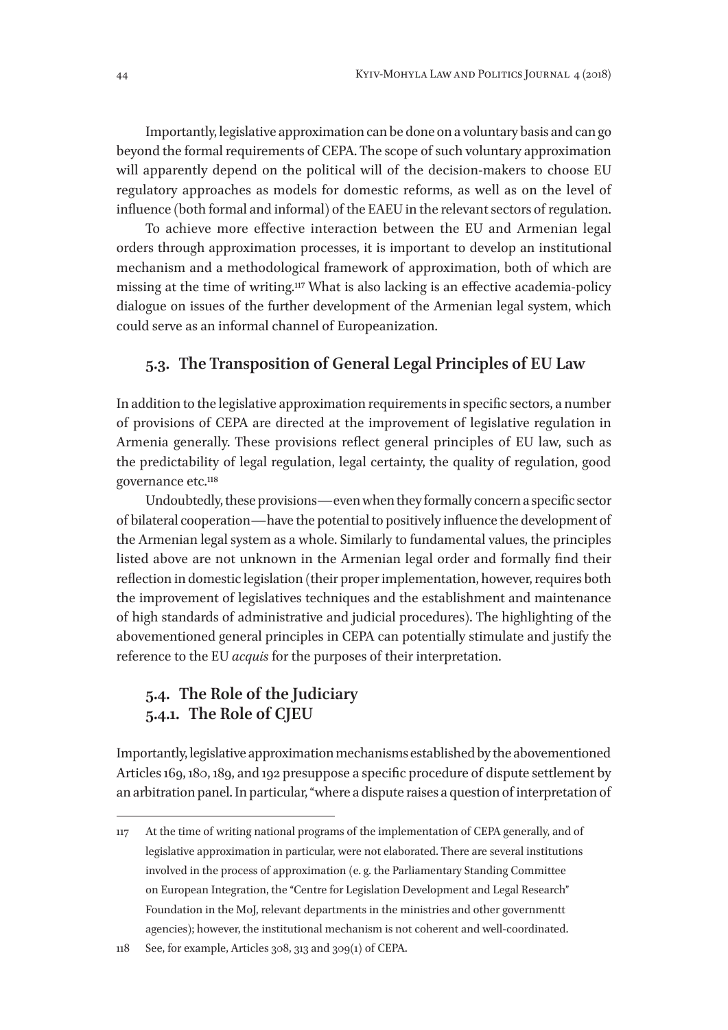Importantly, legislative approximation can be done on a voluntary basis and can go beyond the formal requirements of CEPA. The scope of such voluntary approximation will apparently depend on the political will of the decision-makers to choose EU regulatory approaches as models for domestic reforms, as well as on the level of influence (both formal and informal) of the EAEU in the relevant sectors of regulation.

To achieve more effective interaction between the EU and Armenian legal orders through approximation processes, it is important to develop an institutional mechanism and a methodological framework of approximation, both of which are missing at the time of writing.[117] What is also lacking is an effective academia-policy dialogue on issues of the further development of the Armenian legal system, which could serve as an informal channel of Europeanization.

## 5.3. The Transposition of General Legal Principles of EU Law

In addition to the legislative approximation requirements in specific sectors, a number of provisions of CEPA are directed at the improvement of legislative regulation in Armenia generally. These provisions reflect general principles of EU law, such as the predictability of legal regulation, legal certainty, the quality of regulation, good governance etc.[118]

Undoubtedly, these provisions—even when they formally concern a specific sector of bilateral cooperation—have the potential to positively influence the development of the Armenian legal system as a whole. Similarly to fundamental values, the principles listed above are not unknown in the Armenian legal order and formally find their reflection in domestic legislation (their proper implementation, however, requires both the improvement of legislatives techniques and the establishment and maintenance of high standards of administrative and judicial procedures). The highlighting of the abovementioned general principles in CEPA can potentially stimulate and justify the reference to the EU *acquis* for the purposes of their interpretation.

## 5.4. The Role of the Judiciary

### 5.4.1. The Role of CJEU

Importantly, legislative approximation mechanisms established by the abovementioned Articles 169, 180, 189, and 192 presuppose a specific procedure of dispute settlement by an arbitration panel. In particular, "where a dispute raises a question of interpretation of

---

117 At the time of writing national programs of the implementation of CEPA generally, and of legislative approximation in particular, were not elaborated. There are several institutions involved in the process of approximation (e. g. the Parliamentary Standing Committee on European Integration, the "Centre for Legislation Development and Legal Research" Foundation in the MoJ, relevant departments in the ministries and other governmentt agencies); however, the institutional mechanism is not coherent and well-coordinated.

118 See, for example, Articles 308, 313 and 309(1) of CEPA.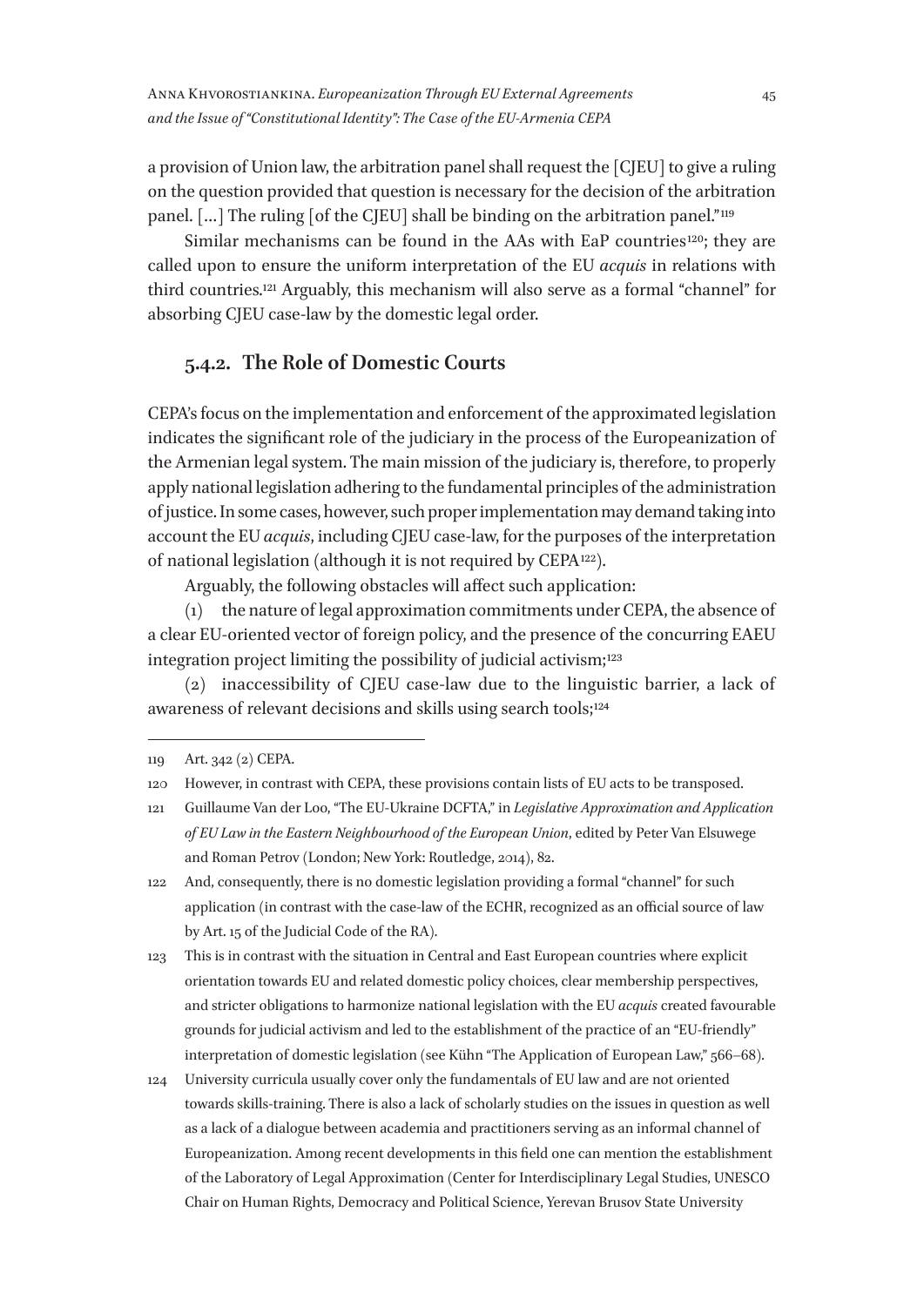a provision of Union law, the arbitration panel shall request the [CJEU] to give a ruling on the question provided that question is necessary for the decision of the arbitration panel. […] The ruling [of the CJEU] shall be binding on the arbitration panel."[119]

Similar mechanisms can be found in the AAs with EaP countries[120]; they are called upon to ensure the uniform interpretation of the EU *acquis* in relations with third countries.[121] Arguably, this mechanism will also serve as a formal "channel" for absorbing CJEU case-law by the domestic legal order.

### 5.4.2. The Role of Domestic Courts

CEPA's focus on the implementation and enforcement of the approximated legislation indicates the significant role of the judiciary in the process of the Europeanization of the Armenian legal system. The main mission of the judiciary is, therefore, to properly apply national legislation adhering to the fundamental principles of the administration of justice. In some cases, however, such proper implementation may demand taking into account the EU *acquis*, including CJEU case-law, for the purposes of the interpretation of national legislation (although it is not required by CEPA[122]).

Arguably, the following obstacles will affect such application:

(1) the nature of legal approximation commitments under CEPA, the absence of a clear EU-oriented vector of foreign policy, and the presence of the concurring EAEU integration project limiting the possibility of judicial activism;[123]

(2) inaccessibility of CJEU case-law due to the linguistic barrier, a lack of awareness of relevant decisions and skills using search tools;[124]

---

119 Art. 342 (2) CEPA.

120 However, in contrast with CEPA, these provisions contain lists of EU acts to be transposed.

121 Guillaume Van der Loo, "The EU-Ukraine DCFTA," in *Legislative Approximation and Application of EU Law in the Eastern Neighbourhood of the European Union*, edited by Peter Van Elsuwege and Roman Petrov (London; New York: Routledge, 2014), 82.

122 And, consequently, there is no domestic legislation providing a formal "channel" for such application (in contrast with the case-law of the ECHR, recognized as an official source of law by Art. 15 of the Judicial Code of the RA).

123 This is in contrast with the situation in Central and East European countries where explicit orientation towards EU and related domestic policy choices, clear membership perspectives, and stricter obligations to harmonize national legislation with the EU *acquis* created favourable grounds for judicial activism and led to the establishment of the practice of an "EU-friendly" interpretation of domestic legislation (see Kühn "The Application of European Law," 566–68).

124 University curricula usually cover only the fundamentals of EU law and are not oriented towards skills-training. There is also a lack of scholarly studies on the issues in question as well as a lack of a dialogue between academia and practitioners serving as an informal channel of Europeanization. Among recent developments in this field one can mention the establishment of the Laboratory of Legal Approximation (Center for Interdisciplinary Legal Studies, UNESCO Chair on Human Rights, Democracy and Political Science, Yerevan Brusov State University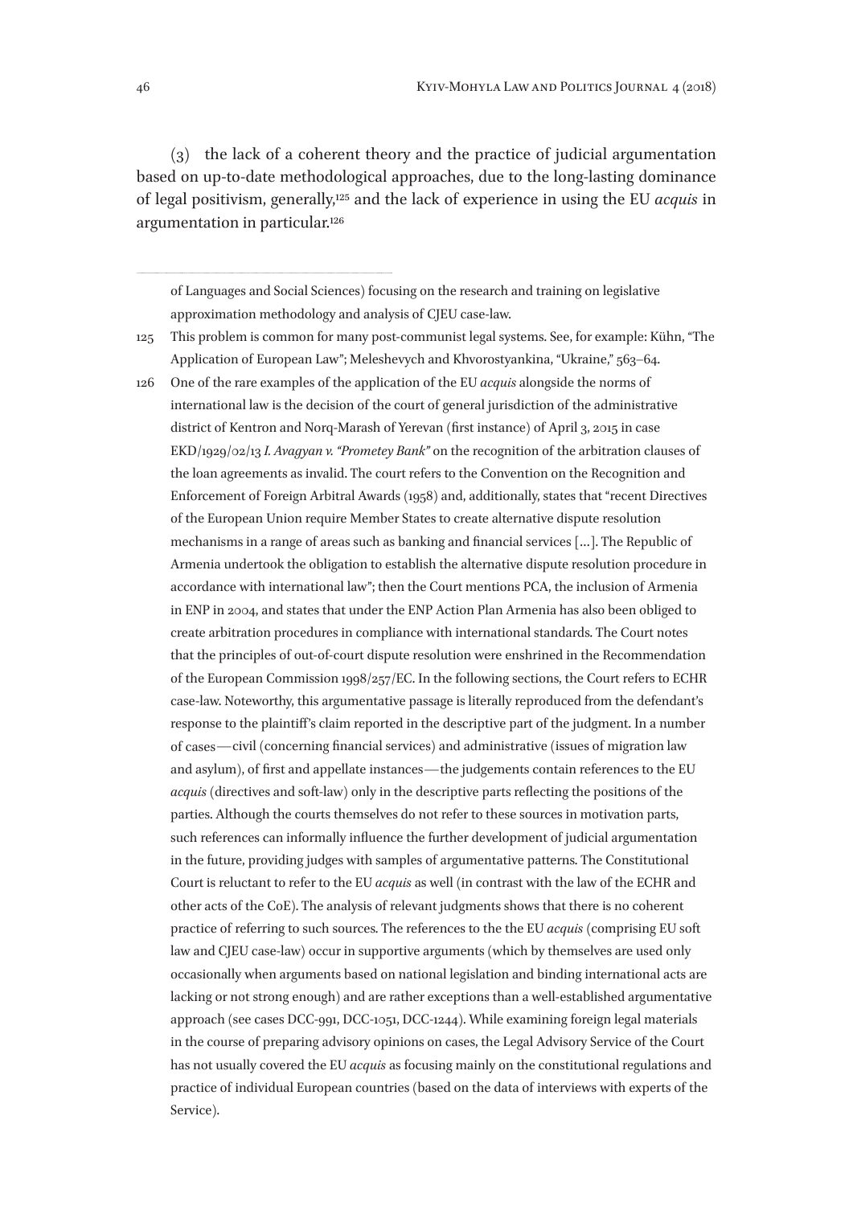(3) the lack of a coherent theory and the practice of judicial argumentation based on up-to-date methodological approaches, due to the long-lasting dominance of legal positivism, generally,[125] and the lack of experience in using the EU *acquis* in argumentation in particular.[126]

---

of Languages and Social Sciences) focusing on the research and training on legislative approximation methodology and analysis of CJEU case-law.

125 This problem is common for many post-communist legal systems. See, for example: Kühn, "The Application of European Law"; Meleshevych and Khvorostyankina, "Ukraine," 563–64.

126 One of the rare examples of the application of the EU *acquis* alongside the norms of international law is the decision of the court of general jurisdiction of the administrative district of Kentron and Norq-Marash of Yerevan (first instance) of April 3, 2015 in case EKD/1929/02/13 *I. Avagyan v. "Prometey Bank"* on the recognition of the arbitration clauses of the loan agreements as invalid. The court refers to the Convention on the Recognition and Enforcement of Foreign Arbitral Awards (1958) and, additionally, states that "recent Directives of the European Union require Member States to create alternative dispute resolution mechanisms in a range of areas such as banking and financial services […]. The Republic of Armenia undertook the obligation to establish the alternative dispute resolution procedure in accordance with international law"; then the Court mentions PCA, the inclusion of Armenia in ENP in 2004, and states that under the ENP Action Plan Armenia has also been obliged to create arbitration procedures in compliance with international standards. The Court notes that the principles of out-of-court dispute resolution were enshrined in the Recommendation of the European Commission 1998/257/EC. In the following sections, the Court refers to ECHR case-law. Noteworthy, this argumentative passage is literally reproduced from the defendant's response to the plaintiff's claim reported in the descriptive part of the judgment. In a number of cases—civil (concerning financial services) and administrative (issues of migration law and asylum), of first and appellate instances—the judgements contain references to the EU *acquis* (directives and soft-law) only in the descriptive parts reflecting the positions of the parties. Although the courts themselves do not refer to these sources in motivation parts, such references can informally influence the further development of judicial argumentation in the future, providing judges with samples of argumentative patterns. The Constitutional Court is reluctant to refer to the EU *acquis* as well (in contrast with the law of the ECHR and other acts of the CoE). The analysis of relevant judgments shows that there is no coherent practice of referring to such sources. The references to the the EU *acquis* (comprising EU soft law and CJEU case-law) occur in supportive arguments (which by themselves are used only occasionally when arguments based on national legislation and binding international acts are lacking or not strong enough) and are rather exceptions than a well-established argumentative approach (see cases DCC-991, DCC-1051, DCC-1244). While examining foreign legal materials in the course of preparing advisory opinions on cases, the Legal Advisory Service of the Court has not usually covered the EU *acquis* as focusing mainly on the constitutional regulations and practice of individual European countries (based on the data of interviews with experts of the Service).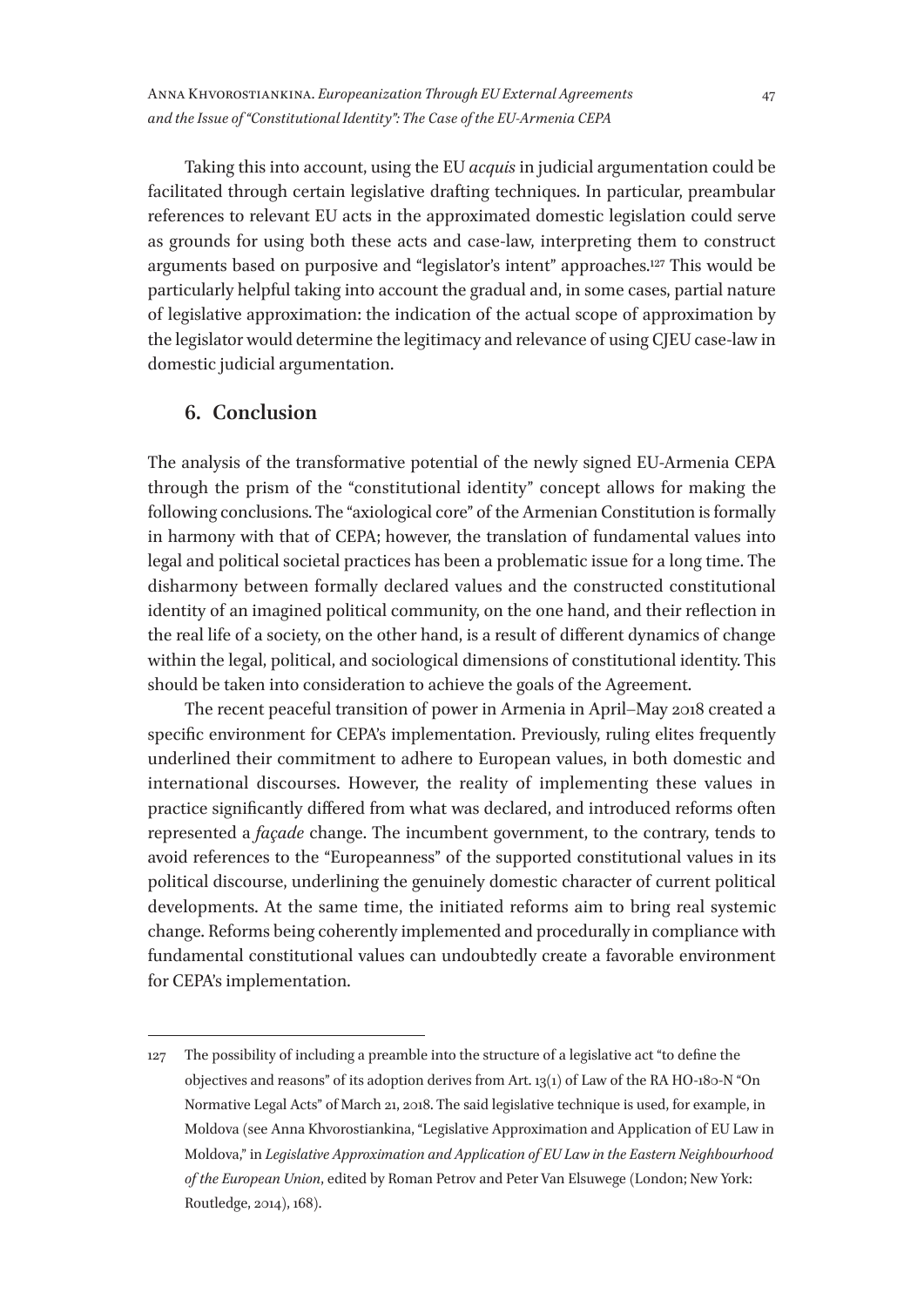Taking this into account, using the EU *acquis* in judicial argumentation could be facilitated through certain legislative drafting techniques. In particular, preambular references to relevant EU acts in the approximated domestic legislation could serve as grounds for using both these acts and case-law, interpreting them to construct arguments based on purposive and "legislator's intent" approaches.[127] This would be particularly helpful taking into account the gradual and, in some cases, partial nature of legislative approximation: the indication of the actual scope of approximation by the legislator would determine the legitimacy and relevance of using CJEU case-law in domestic judicial argumentation.

## 6. Conclusion

The analysis of the transformative potential of the newly signed EU-Armenia CEPA through the prism of the "constitutional identity" concept allows for making the following conclusions. The "axiological core" of the Armenian Constitution is formally in harmony with that of CEPA; however, the translation of fundamental values into legal and political societal practices has been a problematic issue for a long time. The disharmony between formally declared values and the constructed constitutional identity of an imagined political community, on the one hand, and their reflection in the real life of a society, on the other hand, is a result of different dynamics of change within the legal, political, and sociological dimensions of constitutional identity. This should be taken into consideration to achieve the goals of the Agreement.

The recent peaceful transition of power in Armenia in April–May 2018 created a specific environment for CEPA's implementation. Previously, ruling elites frequently underlined their commitment to adhere to European values, in both domestic and international discourses. However, the reality of implementing these values in practice significantly differed from what was declared, and introduced reforms often represented a *façade* change. The incumbent government, to the contrary, tends to avoid references to the "Europeanness" of the supported constitutional values in its political discourse, underlining the genuinely domestic character of current political developments. At the same time, the initiated reforms aim to bring real systemic change. Reforms being coherently implemented and procedurally in compliance with fundamental constitutional values can undoubtedly create a favorable environment for CEPA's implementation.

---

127 The possibility of including a preamble into the structure of a legislative act "to define the objectives and reasons" of its adoption derives from Art. 13(1) of Law of the RA HO-180-N "On Normative Legal Acts" of March 21, 2018. The said legislative technique is used, for example, in Moldova (see Anna Khvorostiankina, "Legislative Approximation and Application of EU Law in Moldova," in *Legislative Approximation and Application of EU Law in the Eastern Neighbourhood of the European Union*, edited by Roman Petrov and Peter Van Elsuwege (London; New York: Routledge, 2014), 168).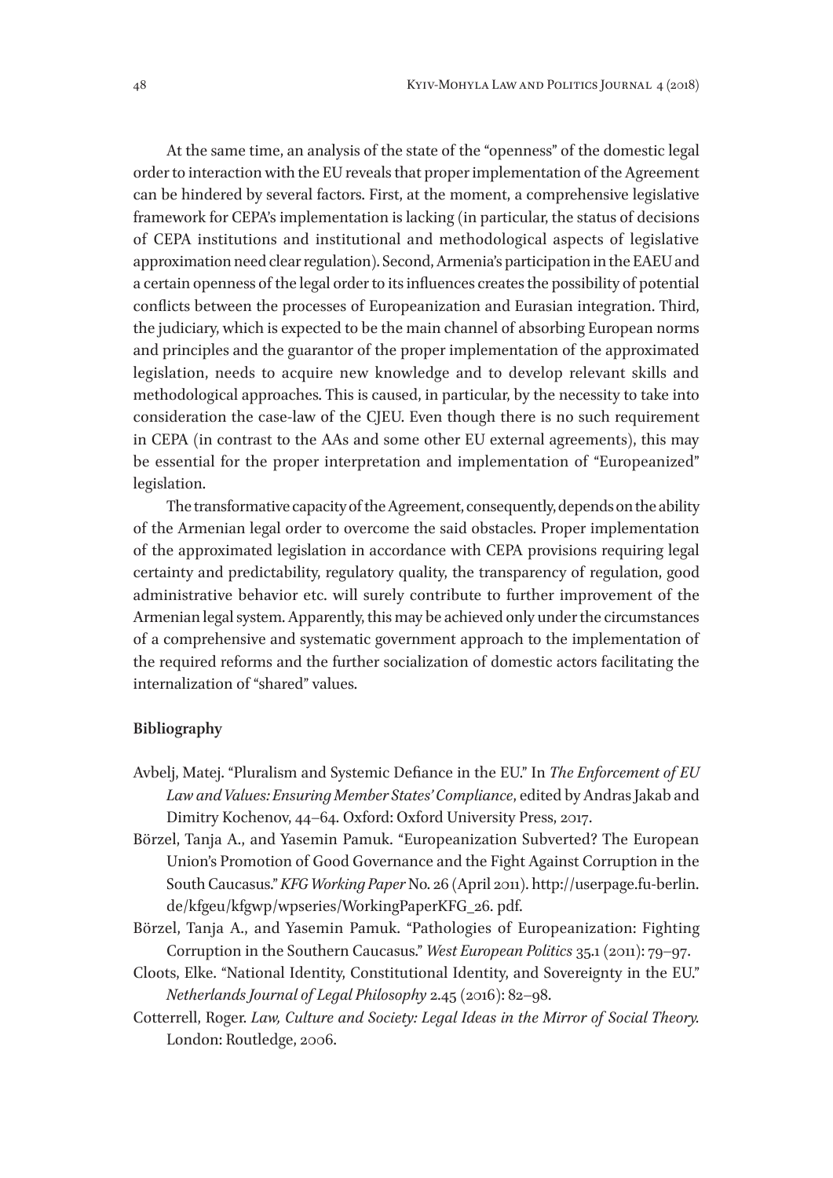At the same time, an analysis of the state of the "openness" of the domestic legal order to interaction with the EU reveals that proper implementation of the Agreement can be hindered by several factors. First, at the moment, a comprehensive legislative framework for CEPA's implementation is lacking (in particular, the status of decisions of CEPA institutions and institutional and methodological aspects of legislative approximation need clear regulation). Second, Armenia's participation in the EAEU and a certain openness of the legal order to its influences creates the possibility of potential conflicts between the processes of Europeanization and Eurasian integration. Third, the judiciary, which is expected to be the main channel of absorbing European norms and principles and the guarantor of the proper implementation of the approximated legislation, needs to acquire new knowledge and to develop relevant skills and methodological approaches. This is caused, in particular, by the necessity to take into consideration the case-law of the CJEU. Even though there is no such requirement in CEPA (in contrast to the AAs and some other EU external agreements), this may be essential for the proper interpretation and implementation of "Europeanized" legislation.

The transformative capacity of the Agreement, consequently, depends on the ability of the Armenian legal order to overcome the said obstacles. Proper implementation of the approximated legislation in accordance with CEPA provisions requiring legal certainty and predictability, regulatory quality, the transparency of regulation, good administrative behavior etc. will surely contribute to further improvement of the Armenian legal system. Apparently, this may be achieved only under the circumstances of a comprehensive and systematic government approach to the implementation of the required reforms and the further socialization of domestic actors facilitating the internalization of "shared" values.

**Bibliography**

Avbelj, Matej. "Pluralism and Systemic Defiance in the EU." In *The Enforcement of EU Law and Values: Ensuring Member States' Compliance*, edited by Andras Jakab and Dimitry Kochenov, 44–64. Oxford: Oxford University Press, 2017.

Börzel, Tanja A., and Yasemin Pamuk. "Europeanization Subverted? The European Union's Promotion of Good Governance and the Fight Against Corruption in the South Caucasus." *KFG Working Paper* No. 26 (April 2011). http://userpage.fu-berlin.de/kfgeu/kfgwp/wpseries/WorkingPaperKFG_26. pdf.

Börzel, Tanja A., and Yasemin Pamuk. "Pathologies of Europeanization: Fighting Corruption in the Southern Caucasus." *West European Politics* 35.1 (2011): 79–97.

Cloots, Elke. "National Identity, Constitutional Identity, and Sovereignty in the EU." *Netherlands Journal of Legal Philosophy* 2.45 (2016): 82–98.

Cotterrell, Roger. *Law, Culture and Society: Legal Ideas in the Mirror of Social Theory.* London: Routledge, 2006.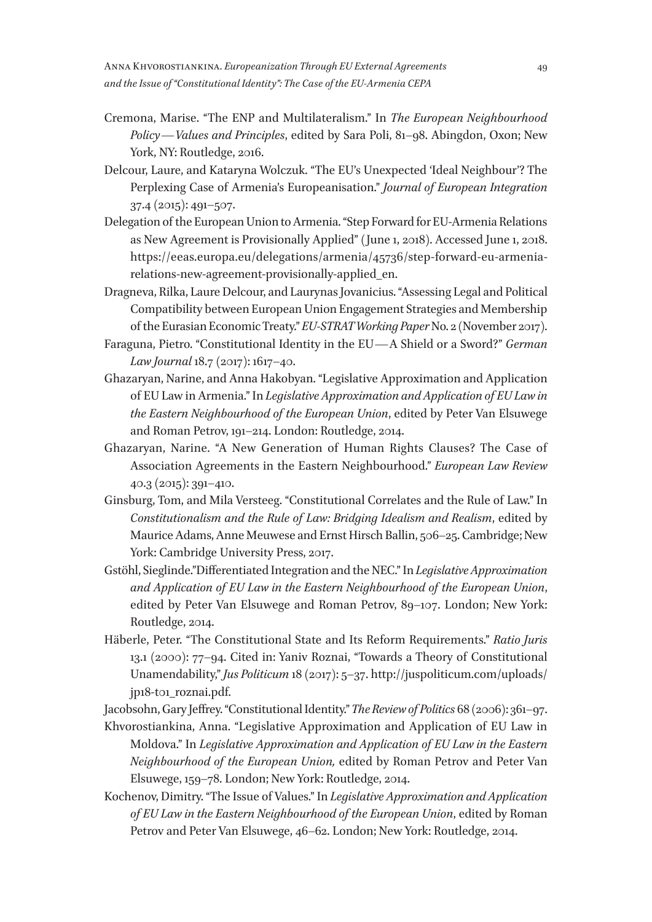Cremona, Marise. "The ENP and Multilateralism." In *The European Neighbourhood Policy — Values and Principles*, edited by Sara Poli, 81–98. Abingdon, Oxon; New York, NY: Routledge, 2016.

Delcour, Laure, and Kataryna Wolczuk. "The EU's Unexpected 'Ideal Neighbour'? The Perplexing Case of Armenia's Europeanisation." *Journal of European Integration* 37.4 (2015): 491–507.

Delegation of the European Union to Armenia. "Step Forward for EU-Armenia Relations as New Agreement is Provisionally Applied" (June 1, 2018). Accessed June 1, 2018. https://eeas.europa.eu/delegations/armenia/45736/step-forward-eu-armenia-relations-new-agreement-provisionally-applied_en.

Dragneva, Rilka, Laure Delcour, and Laurynas Jovanicius. "Assessing Legal and Political Compatibility between European Union Engagement Strategies and Membership of the Eurasian Economic Treaty." *EU-STRAT Working Paper* No. 2 (November 2017).

Faraguna, Pietro. "Constitutional Identity in the EU — A Shield or a Sword?" *German Law Journal* 18.7 (2017): 1617–40.

Ghazaryan, Narine, and Anna Hakobyan. "Legislative Approximation and Application of EU Law in Armenia." In *Legislative Approximation and Application of EU Law in the Eastern Neighbourhood of the European Union*, edited by Peter Van Elsuwege and Roman Petrov, 191–214. London: Routledge, 2014.

Ghazaryan, Narine. "A New Generation of Human Rights Clauses? The Case of Association Agreements in the Eastern Neighbourhood." *European Law Review* 40.3 (2015): 391–410.

Ginsburg, Tom, and Mila Versteeg. "Constitutional Correlates and the Rule of Law." In *Constitutionalism and the Rule of Law: Bridging Idealism and Realism*, edited by Maurice Adams, Anne Meuwese and Ernst Hirsch Ballin, 506–25. Cambridge; New York: Cambridge University Press, 2017.

Gstöhl, Sieglinde."Differentiated Integration and the NEC." In *Legislative Approximation and Application of EU Law in the Eastern Neighbourhood of the European Union*, edited by Peter Van Elsuwege and Roman Petrov, 89–107. London; New York: Routledge, 2014.

Häberle, Peter. "The Constitutional State and Its Reform Requirements." *Ratio Juris* 13.1 (2000): 77–94. Cited in: Yaniv Roznai, "Towards a Theory of Constitutional Unamendability," *Jus Politicum* 18 (2017): 5–37. http://juspoliticum.com/uploads/jp18-t01_roznai.pdf.

Jacobsohn, Gary Jeffrey. "Constitutional Identity." *The Review of Politics* 68 (2006): 361–97.

Khvorostiankina, Anna. "Legislative Approximation and Application of EU Law in Moldova." In *Legislative Approximation and Application of EU Law in the Eastern Neighbourhood of the European Union,* edited by Roman Petrov and Peter Van Elsuwege, 159–78. London; New York: Routledge, 2014.

Kochenov, Dimitry. "The Issue of Values." In *Legislative Approximation and Application of EU Law in the Eastern Neighbourhood of the European Union*, edited by Roman Petrov and Peter Van Elsuwege, 46–62. London; New York: Routledge, 2014.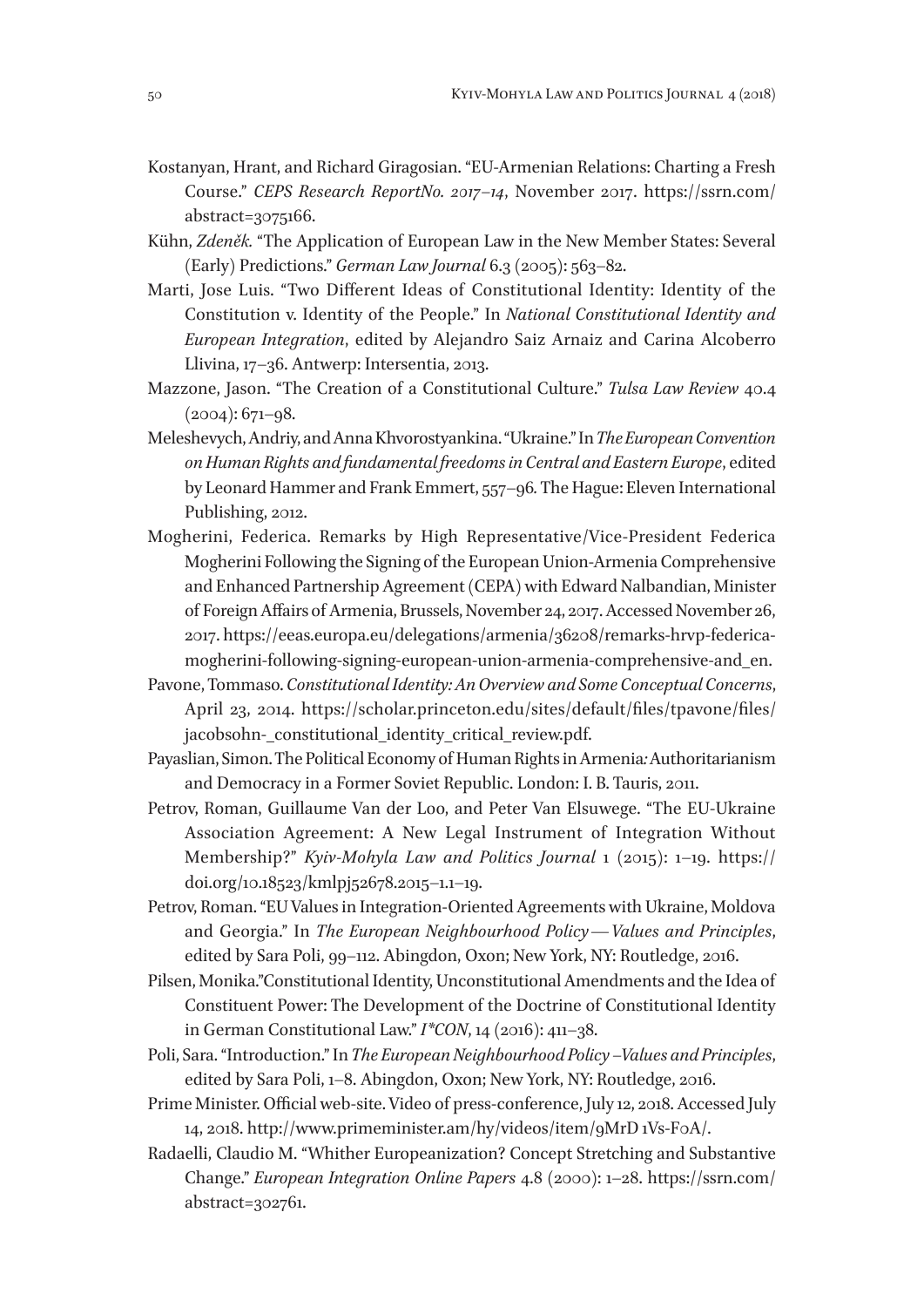Kostanyan, Hrant, and Richard Giragosian. "EU-Armenian Relations: Charting a Fresh Course." *CEPS Research ReportNo. 2017–14*, November 2017. https://ssrn.com/abstract=3075166.

Kühn, *Zdeněk.* "The Application of European Law in the New Member States: Several (Early) Predictions." *German Law Journal* 6.3 (2005): 563–82.

Marti, Jose Luis. "Two Different Ideas of Constitutional Identity: Identity of the Constitution v. Identity of the People." In *National Constitutional Identity and European Integration*, edited by Alejandro Saiz Arnaiz and Carina Alcoberro Llivina, 17–36. Antwerp: Intersentia, 2013.

Mazzone, Jason. "The Creation of a Constitutional Culture." *Tulsa Law Review* 40.4 (2004): 671–98.

Meleshevych, Andriy, and Anna Khvorostyankina. "Ukraine." In *The European Convention on Human Rights and fundamental freedoms in Central and Eastern Europe*, edited by Leonard Hammer and Frank Emmert, 557–96. The Hague: Eleven International Publishing, 2012.

Mogherini, Federica. Remarks by High Representative/Vice-President Federica Mogherini Following the Signing of the European Union-Armenia Comprehensive and Enhanced Partnership Agreement (CEPA) with Edward Nalbandian, Minister of Foreign Affairs of Armenia, Brussels, November 24, 2017. Accessed November 26, 2017. https://eeas.europa.eu/delegations/armenia/36208/remarks-hrvp-federica-mogherini-following-signing-european-union-armenia-comprehensive-and_en.

Pavone, Tommaso. *Constitutional Identity: An Overview and Some Conceptual Concerns*, April 23, 2014. https://scholar.princeton.edu/sites/default/files/tpavone/files/jacobsohn-_constitutional_identity_critical_review.pdf.

Payaslian, Simon. The Political Economy of Human Rights in Armenia*:* Authoritarianism and Democracy in a Former Soviet Republic. London: I. B. Tauris, 2011.

Petrov, Roman, Guillaume Van der Loo, and Peter Van Elsuwege. "The EU-Ukraine Association Agreement: A New Legal Instrument of Integration Without Membership?" *Kyiv-Mohyla Law and Politics Journal* 1 (2015): 1–19. https://doi.org/10.18523/kmlpj52678.2015–1.1–19.

Petrov, Roman. "EU Values in Integration-Oriented Agreements with Ukraine, Moldova and Georgia." In *The European Neighbourhood Policy — Values and Principles*, edited by Sara Poli, 99–112. Abingdon, Oxon; New York, NY: Routledge, 2016.

Pilsen, Monika."Constitutional Identity, Unconstitutional Amendments and the Idea of Constituent Power: The Development of the Doctrine of Constitutional Identity in German Constitutional Law." *I\*CON*, 14 (2016): 411–38.

Poli, Sara. "Introduction." In *The European Neighbourhood Policy –Values and Principles*, edited by Sara Poli, 1–8. Abingdon, Oxon; New York, NY: Routledge, 2016.

Prime Minister. Official web-site. Video of press-conference, July 12, 2018. Accessed July 14, 2018. http://www.primeminister.am/hy/videos/item/9MrD 1Vs-F0A/.

Radaelli, Claudio M. "Whither Europeanization? Concept Stretching and Substantive Change." *European Integration Online Papers* 4.8 (2000): 1–28. https://ssrn.com/abstract=302761.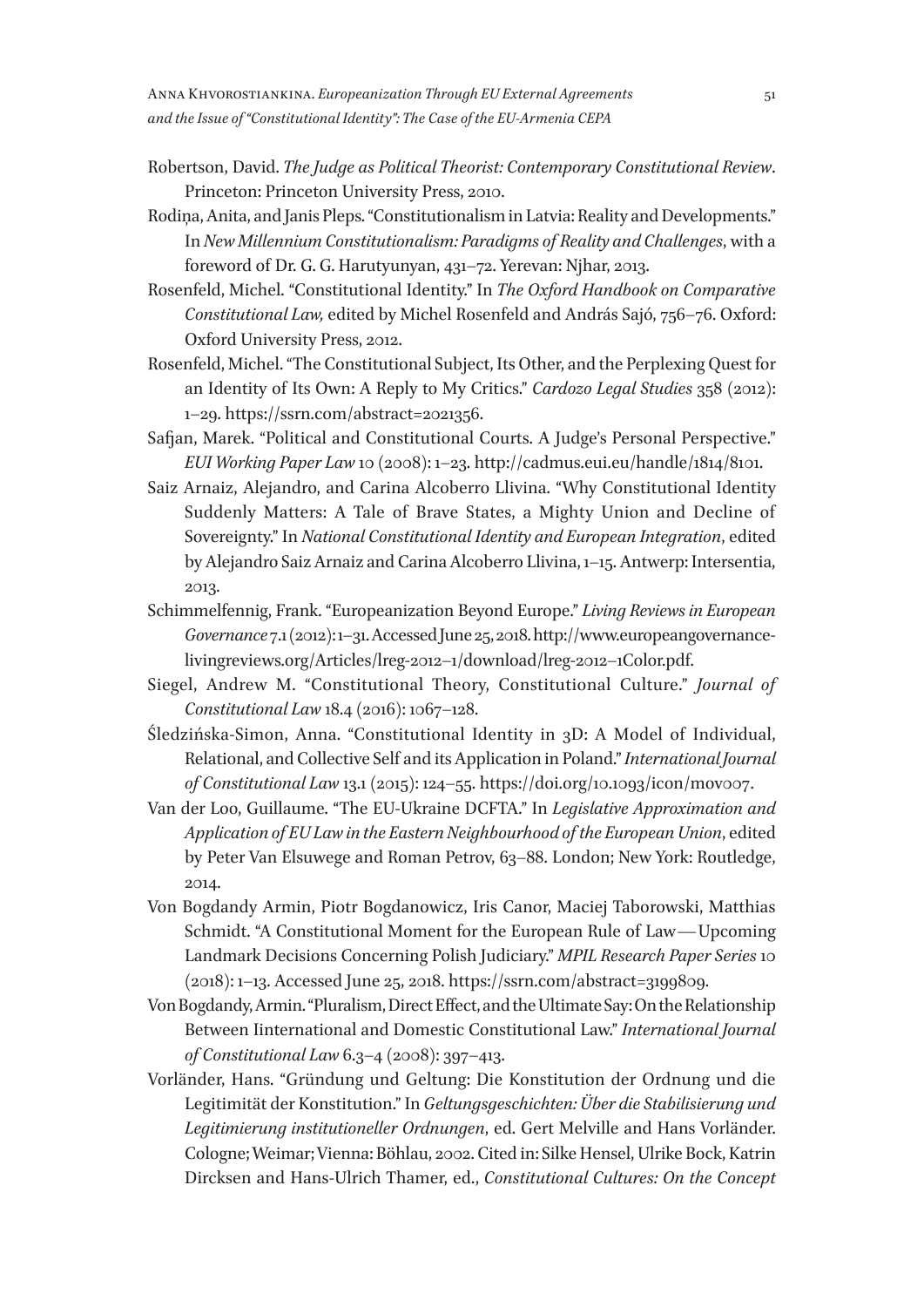Robertson, David. *The Judge as Political Theorist: Contemporary Constitutional Review*. Princeton: Princeton University Press, 2010.

Rodiņa, Anita, and Janis Pleps. "Constitutionalism in Latvia: Reality and Developments." In *New Millennium Constitutionalism: Paradigms of Reality and Challenges*, with a foreword of Dr. G. G. Harutyunyan, 431–72. Yerevan: Njhar, 2013.

Rosenfeld, Michel. "Constitutional Identity." In *The Oxford Handbook on Comparative Constitutional Law,* edited by Michel Rosenfeld and András Sajó, 756–76. Oxford: Oxford University Press, 2012.

Rosenfeld, Michel. "The Constitutional Subject, Its Other, and the Perplexing Quest for an Identity of Its Own: A Reply to My Critics." *Cardozo Legal Studies* 358 (2012): 1–29. https://ssrn.com/abstract=2021356.

Safjan, Marek. "Political and Constitutional Courts. A Judge's Personal Perspective." *EUI Working Paper Law* 10 (2008): 1–23. http://cadmus.eui.eu/handle/1814/8101.

Saiz Arnaiz, Alejandro, and Carina Alcoberro Llivina. "Why Constitutional Identity Suddenly Matters: A Tale of Brave States, a Mighty Union and Decline of Sovereignty." In *National Constitutional Identity and European Integration*, edited by Alejandro Saiz Arnaiz and Carina Alcoberro Llivina, 1–15. Antwerp: Intersentia, 2013.

Schimmelfennig, Frank. "Europeanization Beyond Europe." *Living Reviews in European Governance* 7.1 (2012): 1–31. Accessed June 25, 2018. http://www.europeangovernance-livingreviews.org/Articles/lreg-2012–1/download/lreg-2012–1Color.pdf.

Siegel, Andrew M. "Constitutional Theory, Constitutional Culture." *Journal of Constitutional Law* 18.4 (2016): 1067–128.

Śledzińska-Simon, Anna. "Constitutional Identity in 3D: A Model of Individual, Relational, and Collective Self and its Application in Poland." *International Journal of Constitutional Law* 13.1 (2015): 124–55. https://doi.org/10.1093/icon/mov007.

Van der Loo, Guillaume. "The EU-Ukraine DCFTA." In *Legislative Approximation and Application of EU Law in the Eastern Neighbourhood of the European Union*, edited by Peter Van Elsuwege and Roman Petrov, 63–88. London; New York: Routledge, 2014.

Von Bogdandy Armin, Piotr Bogdanowicz, Iris Canor, Maciej Taborowski, Matthias Schmidt. "A Constitutional Moment for the European Rule of Law — Upcoming Landmark Decisions Concerning Polish Judiciary." *MPIL Research Paper Series* 10 (2018): 1–13. Accessed June 25, 2018. https://ssrn.com/abstract=3199809.

Von Bogdandy, Armin. "Pluralism, Direct Effect, and the Ultimate Say: On the Relationship Between Iinternational and Domestic Constitutional Law." *International Journal of Constitutional Law* 6.3–4 (2008): 397–413.

Vorländer, Hans. "Gründung und Geltung: Die Konstitution der Ordnung und die Legitimität der Konstitution." In *Geltungsgeschichten: Über die Stabilisierung und Legitimierung institutioneller Ordnungen*, ed. Gert Melville and Hans Vorländer. Cologne; Weimar; Vienna: Böhlau, 2002. Cited in: Silke Hensel, Ulrike Bock, Katrin Dircksen and Hans-Ulrich Thamer, ed., *Constitutional Cultures: On the Concept*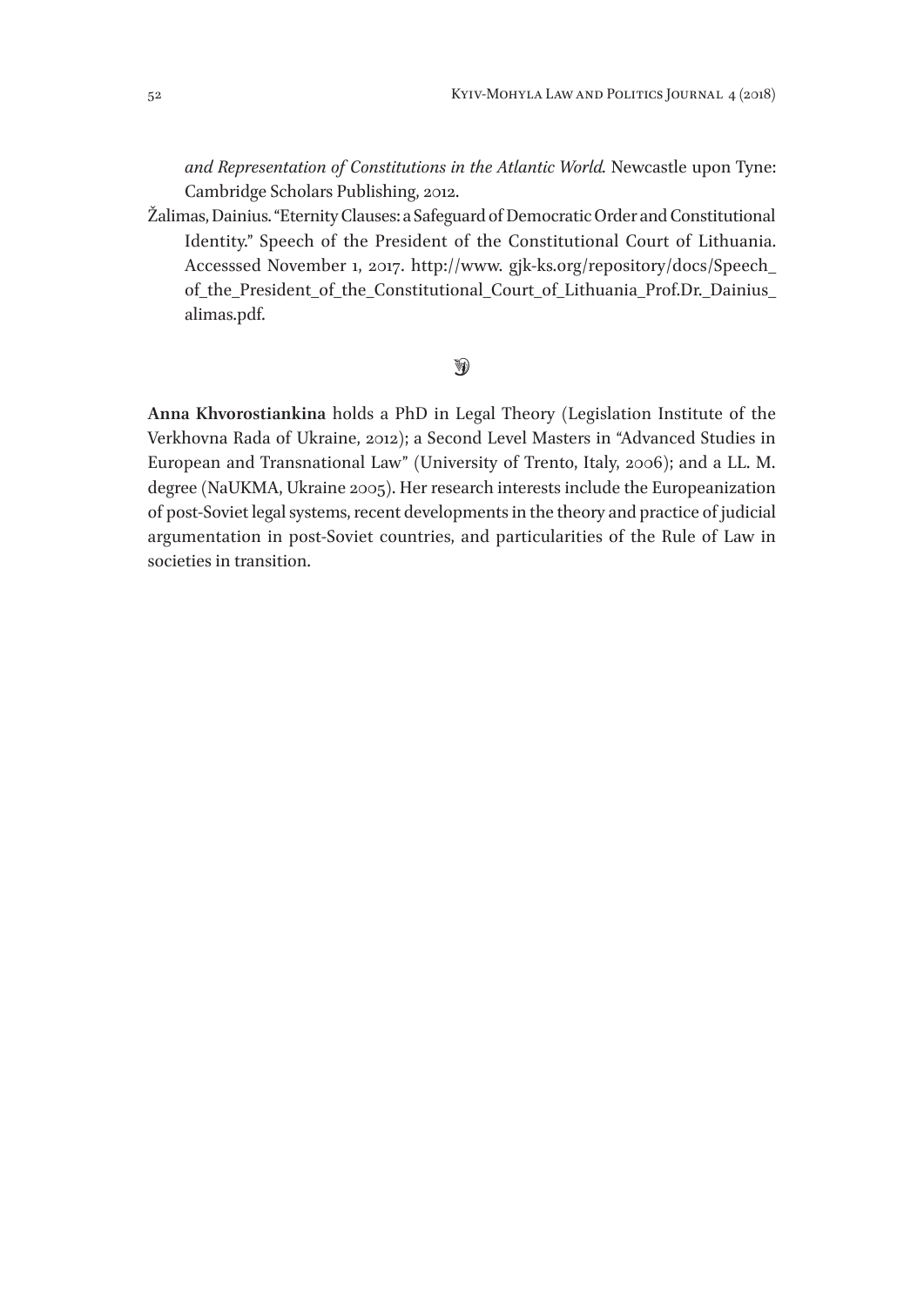*and Representation of Constitutions in the Atlantic World.* Newcastle upon Tyne: Cambridge Scholars Publishing, 2012.

Žalimas, Dainius. "Eternity Clauses: a Safeguard of Democratic Order and Constitutional Identity." Speech of the President of the Constitutional Court of Lithuania. Accesssed November 1, 2017. http://www. gjk-ks.org/repository/docs/Speech_of_the_President_of_the_Constitutional_Court_of_Lithuania_Prof.Dr._Dainius_alimas.pdf.

**Anna Khvorostiankina** holds a PhD in Legal Theory (Legislation Institute of the Verkhovna Rada of Ukraine, 2012); a Second Level Masters in "Advanced Studies in European and Transnational Law" (University of Trento, Italy, 2006); and a LL. M. degree (NaUKMA, Ukraine 2005). Her research interests include the Europeanization of post-Soviet legal systems, recent developments in the theory and practice of judicial argumentation in post-Soviet countries, and particularities of the Rule of Law in societies in transition.